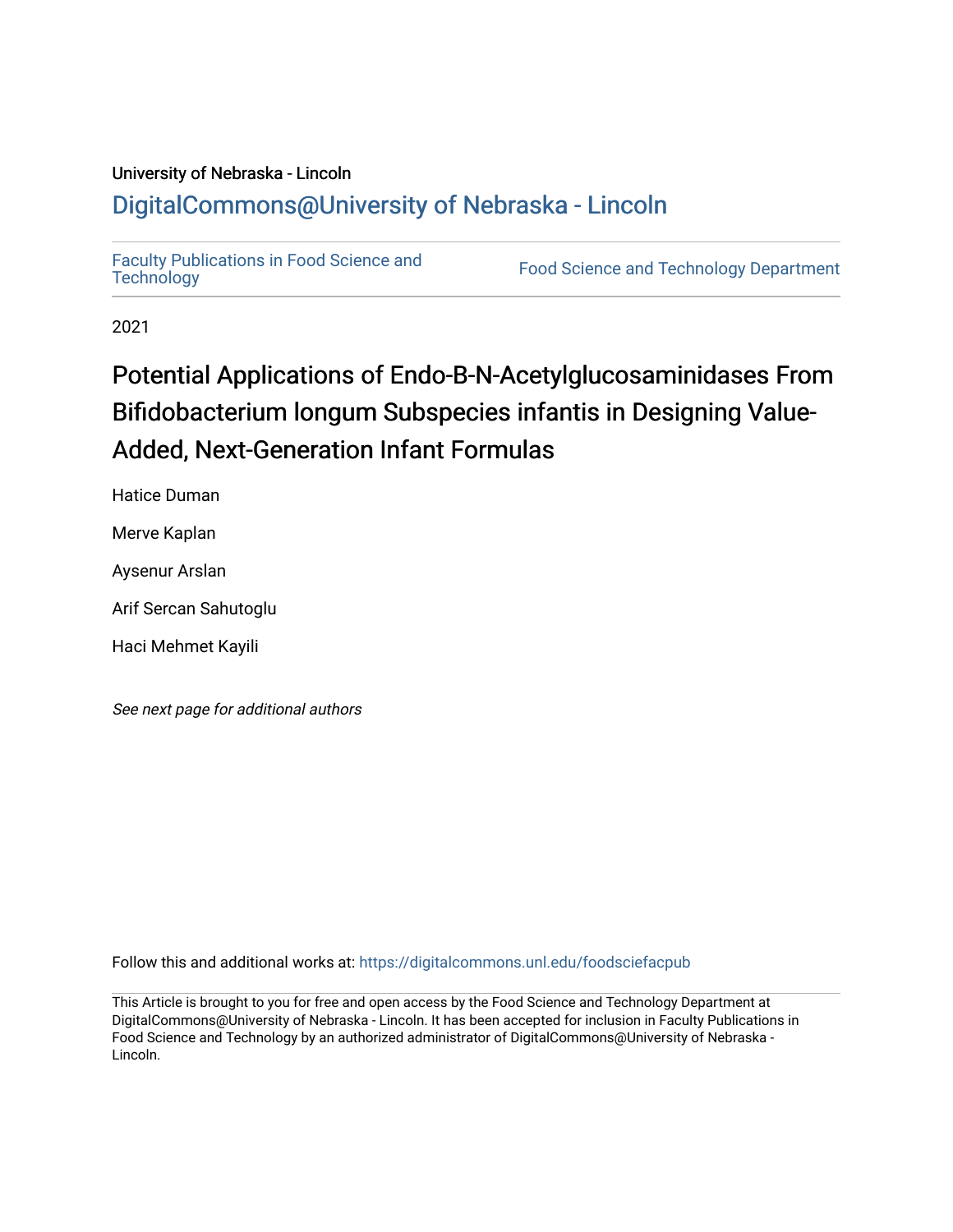University of Nebraska - Lincoln

## DigitalCommons@University of Nebraska - Lincoln

Faculty Publications in Food Science and Technology | Food Science and Technology Department

2021

# Potential Applications of Endo-B-N-Acetylglucosaminidases From Bifidobacterium longum Subspecies infantis in Designing Value-Added, Next-Generation Infant Formulas

Hatice Duman

Merve Kaplan

Aysenur Arslan

Arif Sercan Sahutoglu

Haci Mehmet Kayili

*See next page for additional authors*

Follow this and additional works at: https://digitalcommons.unl.edu/foodsciefacpub

This Article is brought to you for free and open access by the Food Science and Technology Department at DigitalCommons@University of Nebraska - Lincoln. It has been accepted for inclusion in Faculty Publications in Food Science and Technology by an authorized administrator of DigitalCommons@University of Nebraska - Lincoln.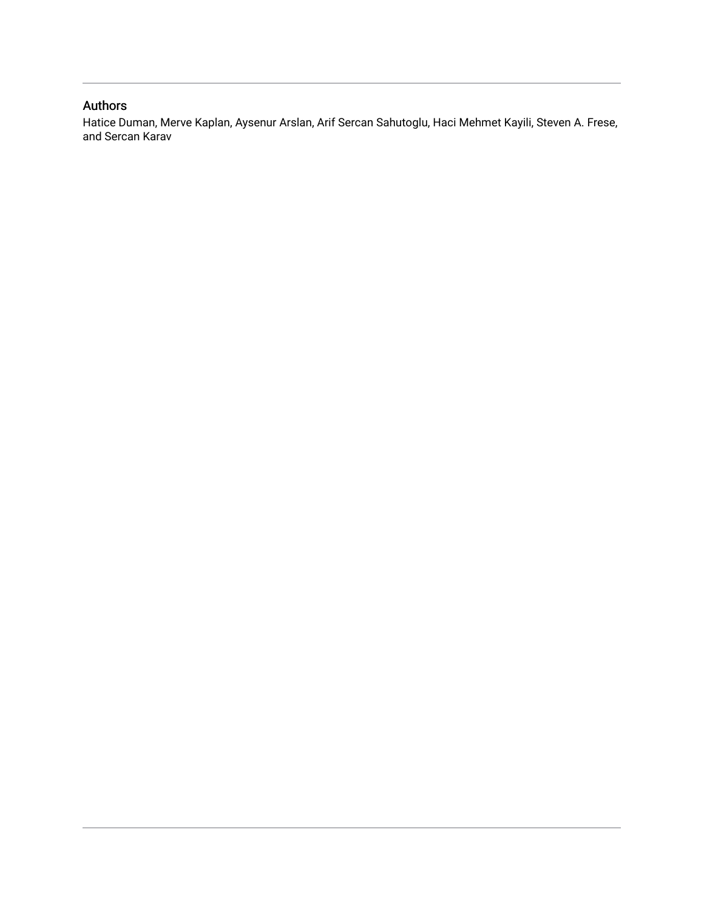## Authors

Hatice Duman, Merve Kaplan, Aysenur Arslan, Arif Sercan Sahutoglu, Haci Mehmet Kayili, Steven A. Frese, and Sercan Karav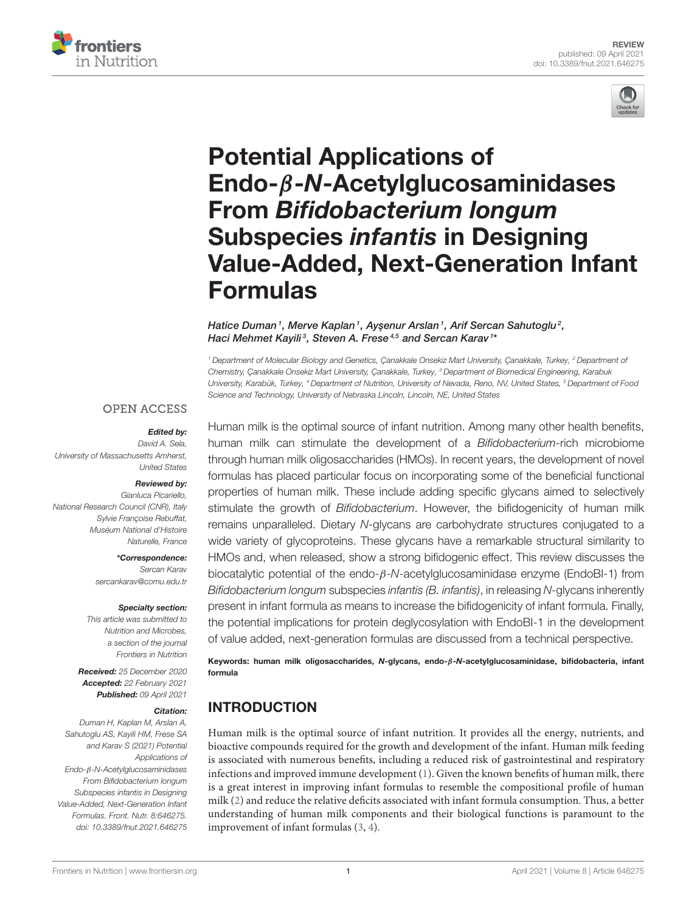# Potential Applications of Endo-$\beta$-*N*-Acetylglucosaminidases From *Bifidobacterium longum* Subspecies *infantis* in Designing Value-Added, Next-Generation Infant Formulas

*Hatice Duman[1], Merve Kaplan[1], Ayşenur Arslan[1], Arif Sercan Sahutoglu[2], Haci Mehmet Kayili[3], Steven A. Frese[4,5] and Sercan Karav[1]\**

[1] Department of Molecular Biology and Genetics, Çanakkale Onsekiz Mart University, Çanakkale, Turkey, [2] Department of Chemistry, Çanakkale Onsekiz Mart University, Çanakkale, Turkey, [3] Department of Biomedical Engineering, Karabuk University, Karabük, Turkey, [4] Department of Nutrition, University of Nevada, Reno, NV, United States, [5] Department of Food Science and Technology, University of Nebraska Lincoln, Lincoln, NE, United States

OPEN ACCESS

***Edited by:***
David A. Sela,
University of Massachusetts Amherst,
United States

***Reviewed by:***
Gianluca Picariello,
National Research Council (CNR), Italy
Sylvie Françoise Rebuffat,
Muséum National d'Histoire
Naturelle, France

***\*Correspondence:***
Sercan Karav
sercankarav@comu.edu.tr

***Specialty section:***
This article was submitted to
Nutrition and Microbes,
a section of the journal
Frontiers in Nutrition

***Received:*** 25 December 2020
***Accepted:*** 22 February 2021
***Published:*** 09 April 2021

***Citation:***
Duman H, Kaplan M, Arslan A, Sahutoglu AS, Kayili HM, Frese SA and Karav S (2021) Potential Applications of Endo-$\beta$-N-Acetylglucosaminidases From Bifidobacterium longum Subspecies infantis in Designing Value-Added, Next-Generation Infant Formulas. Front. Nutr. 8:646275. doi: 10.3389/fnut.2021.646275

Human milk is the optimal source of infant nutrition. Among many other health benefits, human milk can stimulate the development of a *Bifidobacterium*-rich microbiome through human milk oligosaccharides (HMOs). In recent years, the development of novel formulas has placed particular focus on incorporating some of the beneficial functional properties of human milk. These include adding specific glycans aimed to selectively stimulate the growth of *Bifidobacterium*. However, the bifidogenicity of human milk remains unparalleled. Dietary *N*-glycans are carbohydrate structures conjugated to a wide variety of glycoproteins. These glycans have a remarkable structural similarity to HMOs and, when released, show a strong bifidogenic effect. This review discusses the biocatalytic potential of the endo-$\beta$-*N*-acetylglucosaminidase enzyme (EndoBI-1) from *Bifidobacterium longum* subspecies *infantis (B. infantis)*, in releasing *N*-glycans inherently present in infant formula as means to increase the bifidogenicity of infant formula. Finally, the potential implications for protein deglycosylation with EndoBI-1 in the development of value added, next-generation formulas are discussed from a technical perspective.

**Keywords: human milk oligosaccharides, *N*-glycans, endo-$\beta$-*N*-acetylglucosaminidase, bifidobacteria, infant formula**

## INTRODUCTION

Human milk is the optimal source of infant nutrition. It provides all the energy, nutrients, and bioactive compounds required for the growth and development of the infant. Human milk feeding is associated with numerous benefits, including a reduced risk of gastrointestinal and respiratory infections and improved immune development (1). Given the known benefits of human milk, there is a great interest in improving infant formulas to resemble the compositional profile of human milk (2) and reduce the relative deficits associated with infant formula consumption. Thus, a better understanding of human milk components and their biological functions is paramount to the improvement of infant formulas (3, 4).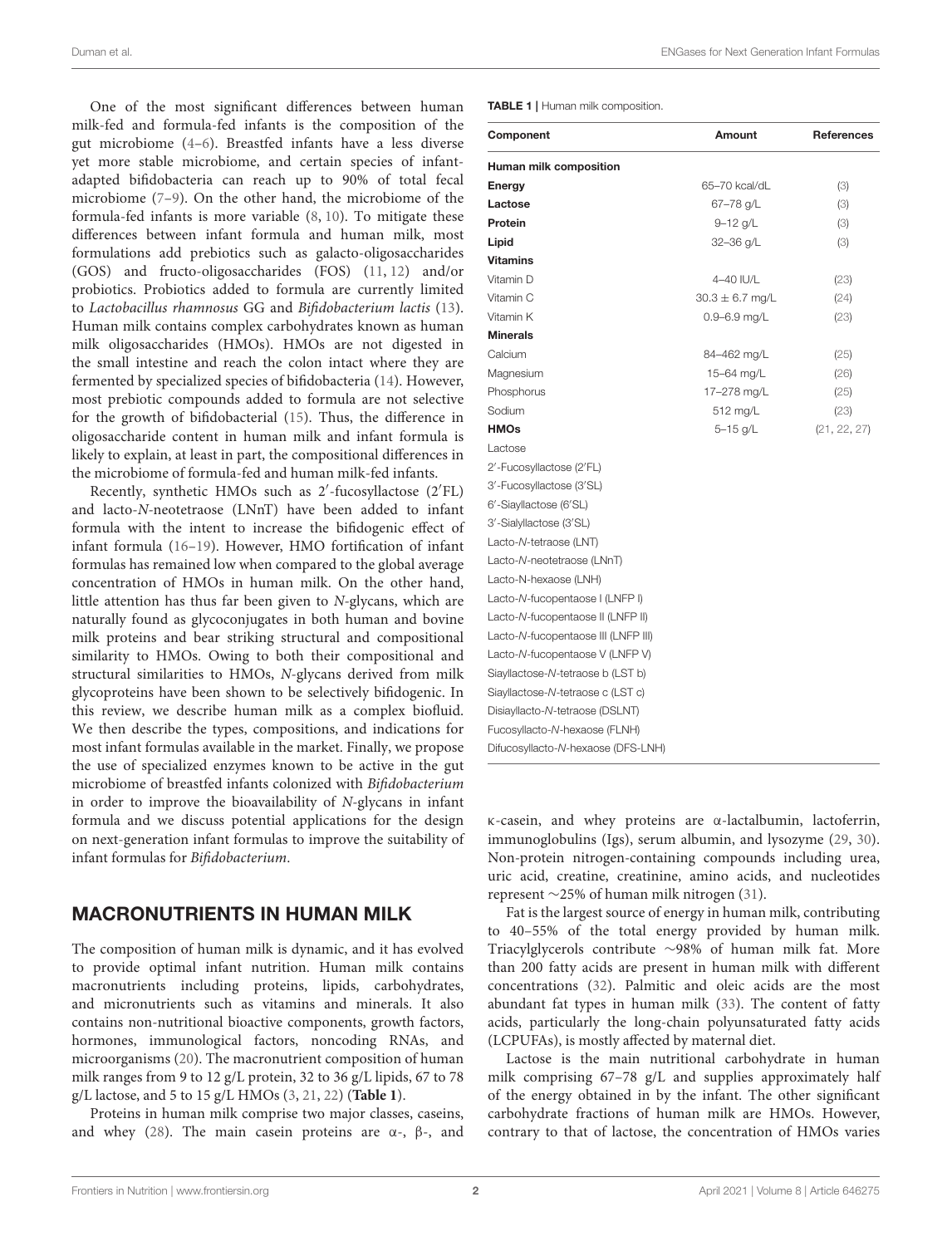One of the most significant differences between human milk-fed and formula-fed infants is the composition of the gut microbiome (4–6). Breastfed infants have a less diverse yet more stable microbiome, and certain species of infant-adapted bifidobacteria can reach up to 90% of total fecal microbiome (7–9). On the other hand, the microbiome of the formula-fed infants is more variable (8, 10). To mitigate these differences between infant formula and human milk, most formulations add prebiotics such as galacto-oligosaccharides (GOS) and fructo-oligosaccharides (FOS) (11, 12) and/or probiotics. Probiotics added to formula are currently limited to *Lactobacillus rhamnosus* GG and *Bifidobacterium lactis* (13). Human milk contains complex carbohydrates known as human milk oligosaccharides (HMOs). HMOs are not digested in the small intestine and reach the colon intact where they are fermented by specialized species of bifidobacteria (14). However, most prebiotic compounds added to formula are not selective for the growth of bifidobacterial (15). Thus, the difference in oligosaccharide content in human milk and infant formula is likely to explain, at least in part, the compositional differences in the microbiome of formula-fed and human milk-fed infants.

Recently, synthetic HMOs such as 2′-fucosyllactose (2′FL) and lacto-*N*-neotetraose (LNnT) have been added to infant formula with the intent to increase the bifidogenic effect of infant formula (16–19). However, HMO fortification of infant formulas has remained low when compared to the global average concentration of HMOs in human milk. On the other hand, little attention has thus far been given to *N*-glycans, which are naturally found as glycoconjugates in both human and bovine milk proteins and bear striking structural and compositional similarity to HMOs. Owing to both their compositional and structural similarities to HMOs, *N*-glycans derived from milk glycoproteins have been shown to be selectively bifidogenic. In this review, we describe human milk as a complex biofluid. We then describe the types, compositions, and indications for most infant formulas available in the market. Finally, we propose the use of specialized enzymes known to be active in the gut microbiome of breastfed infants colonized with *Bifidobacterium* in order to improve the bioavailability of *N*-glycans in infant formula and we discuss potential applications for the design on next-generation infant formulas to improve the suitability of infant formulas for *Bifidobacterium*.

**TABLE 1** | Human milk composition.

| Component | Amount | References |
|---|---|---|
| **Human milk composition** | | |
| **Energy** | 65–70 kcal/dL | (3) |
| **Lactose** | 67–78 g/L | (3) |
| **Protein** | 9–12 g/L | (3) |
| **Lipid** | 32–36 g/L | (3) |
| **Vitamins** | | |
| Vitamin D | 4–40 IU/L | (23) |
| Vitamin C | 30.3 ± 6.7 mg/L | (24) |
| Vitamin K | 0.9–6.9 mg/L | (23) |
| **Minerals** | | |
| Calcium | 84–462 mg/L | (25) |
| Magnesium | 15–64 mg/L | (26) |
| Phosphorus | 17–278 mg/L | (25) |
| Sodium | 512 mg/L | (23) |
| **HMOs** | 5–15 g/L | (21, 22, 27) |
| Lactose | | |
| 2′-Fucosyllactose (2′FL) | | |
| 3′-Fucosyllactose (3′SL) | | |
| 6′-Siayllactose (6′SL) | | |
| 3′-Sialyllactose (3′SL) | | |
| Lacto-*N*-tetraose (LNT) | | |
| Lacto-*N*-neotetraose (LNnT) | | |
| Lacto-N-hexaose (LNH) | | |
| Lacto-*N*-fucopentaose I (LNFP I) | | |
| Lacto-*N*-fucopentaose II (LNFP II) | | |
| Lacto-*N*-fucopentaose III (LNFP III) | | |
| Lacto-*N*-fucopentaose V (LNFP V) | | |
| Siayllactose-*N*-tetraose b (LST b) | | |
| Siayllactose-*N*-tetraose c (LST c) | | |
| Disiayllacto-*N*-tetraose (DSLNT) | | |
| Fucosyllacto-*N*-hexaose (FLNH) | | |
| Difucosyllacto-*N*-hexaose (DFS-LNH) | | |

## MACRONUTRIENTS IN HUMAN MILK

The composition of human milk is dynamic, and it has evolved to provide optimal infant nutrition. Human milk contains macronutrients including proteins, lipids, carbohydrates, and micronutrients such as vitamins and minerals. It also contains non-nutritional bioactive components, growth factors, hormones, immunological factors, noncoding RNAs, and microorganisms (20). The macronutrient composition of human milk ranges from 9 to 12 g/L protein, 32 to 36 g/L lipids, 67 to 78 g/L lactose, and 5 to 15 g/L HMOs (3, 21, 22) (**Table 1**).

Proteins in human milk comprise two major classes, caseins, and whey (28). The main casein proteins are α-, β-, and κ-casein, and whey proteins are α-lactalbumin, lactoferrin, immunoglobulins (Igs), serum albumin, and lysozyme (29, 30). Non-protein nitrogen-containing compounds including urea, uric acid, creatine, creatinine, amino acids, and nucleotides represent ∼25% of human milk nitrogen (31).

Fat is the largest source of energy in human milk, contributing to 40–55% of the total energy provided by human milk. Triacylglycerols contribute ∼98% of human milk fat. More than 200 fatty acids are present in human milk with different concentrations (32). Palmitic and oleic acids are the most abundant fat types in human milk (33). The content of fatty acids, particularly the long-chain polyunsaturated fatty acids (LCPUFAs), is mostly affected by maternal diet.

Lactose is the main nutritional carbohydrate in human milk comprising 67–78 g/L and supplies approximately half of the energy obtained in by the infant. The other significant carbohydrate fractions of human milk are HMOs. However, contrary to that of lactose, the concentration of HMOs varies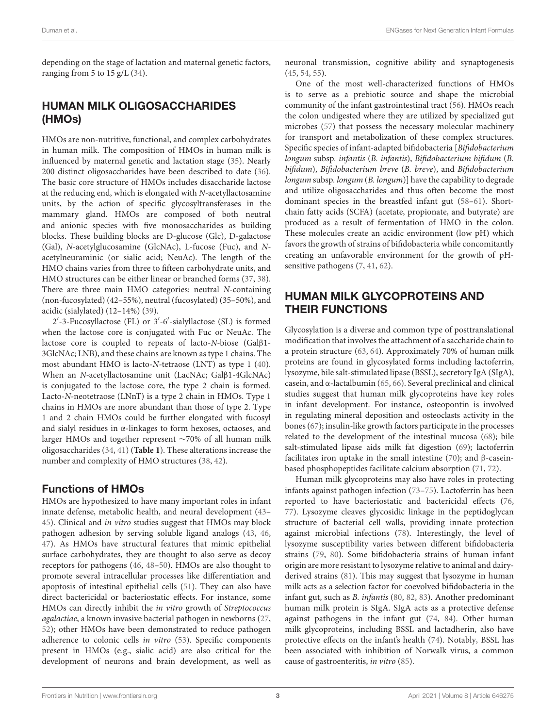depending on the stage of lactation and maternal genetic factors, ranging from 5 to 15 g/L (34).

## HUMAN MILK OLIGOSACCHARIDES (HMOs)

HMOs are non-nutritive, functional, and complex carbohydrates in human milk. The composition of HMOs in human milk is influenced by maternal genetic and lactation stage (35). Nearly 200 distinct oligosaccharides have been described to date (36). The basic core structure of HMOs includes disaccharide lactose at the reducing end, which is elongated with *N*-acetyllactosamine units, by the action of specific glycosyltransferases in the mammary gland. HMOs are composed of both neutral and anionic species with five monosaccharides as building blocks. These building blocks are D-glucose (Glc), D-galactose (Gal), *N*-acetylglucosamine (GlcNAc), L-fucose (Fuc), and *N*-acetylneuraminic (or sialic acid; NeuAc). The length of the HMO chains varies from three to fifteen carbohydrate units, and HMO structures can be either linear or branched forms (37, 38). There are three main HMO categories: neutral *N*-containing (non-fucosylated) (42–55%), neutral (fucosylated) (35–50%), and acidic (sialylated) (12–14%) (39).

2′-3-Fucosyllactose (FL) or 3′-6′-sialyllactose (SL) is formed when the lactose core is conjugated with Fuc or NeuAc. The lactose core is coupled to repeats of lacto-*N*-biose (Galβ1-3GlcNAc; LNB), and these chains are known as type 1 chains. The most abundant HMO is lacto-*N*-tetraose (LNT) as type 1 (40). When an *N*-acetyllactosamine unit (LacNAc; Galβ1-4GlcNAc) is conjugated to the lactose core, the type 2 chain is formed. Lacto-*N*-neotetraose (LNnT) is a type 2 chain in HMOs. Type 1 chains in HMOs are more abundant than those of type 2. Type 1 and 2 chain HMOs could be further elongated with fucosyl and sialyl residues in α-linkages to form hexoses, octaoses, and larger HMOs and together represent ∼70% of all human milk oligosaccharides (34, 41) (**Table 1**). These alterations increase the number and complexity of HMO structures (38, 42).

### Functions of HMOs

HMOs are hypothesized to have many important roles in infant innate defense, metabolic health, and neural development (43–45). Clinical and *in vitro* studies suggest that HMOs may block pathogen adhesion by serving soluble ligand analogs (43, 46, 47). As HMOs have structural features that mimic epithelial surface carbohydrates, they are thought to also serve as decoy receptors for pathogens (46, 48–50). HMOs are also thought to promote several intracellular processes like differentiation and apoptosis of intestinal epithelial cells (51). They can also have direct bactericidal or bacteriostatic effects. For instance, some HMOs can directly inhibit the *in vitro* growth of *Streptococcus agalactiae*, a known invasive bacterial pathogen in newborns (27, 52); other HMOs have been demonstrated to reduce pathogen adherence to colonic cells *in vitro* (53). Specific components present in HMOs (e.g., sialic acid) are also critical for the development of neurons and brain development, as well as neuronal transmission, cognitive ability and synaptogenesis (45, 54, 55).

One of the most well-characterized functions of HMOs is to serve as a prebiotic source and shape the microbial community of the infant gastrointestinal tract (56). HMOs reach the colon undigested where they are utilized by specialized gut microbes (57) that possess the necessary molecular machinery for transport and metabolization of these complex structures. Specific species of infant-adapted bifidobacteria [*Bifidobacterium longum* subsp. *infantis* (*B. infantis*), *Bifidobacterium bifidum* (*B. bifidum*), *Bifidobacterium breve* (*B. breve*), and *Bifidobacterium longum* subsp. *longum* (*B. longum*)] have the capability to degrade and utilize oligosaccharides and thus often become the most dominant species in the breastfed infant gut (58–61). Short-chain fatty acids (SCFA) (acetate, propionate, and butyrate) are produced as a result of fermentation of HMO in the colon. These molecules create an acidic environment (low pH) which favors the growth of strains of bifidobacteria while concomitantly creating an unfavorable environment for the growth of pH-sensitive pathogens (7, 41, 62).

## HUMAN MILK GLYCOPROTEINS AND THEIR FUNCTIONS

Glycosylation is a diverse and common type of posttranslational modification that involves the attachment of a saccharide chain to a protein structure (63, 64). Approximately 70% of human milk proteins are found in glycosylated forms including lactoferrin, lysozyme, bile salt-stimulated lipase (BSSL), secretory IgA (SIgA), casein, and α-lactalbumin (65, 66). Several preclinical and clinical studies suggest that human milk glycoproteins have key roles in infant development. For instance, osteopontin is involved in regulating mineral deposition and osteoclasts activity in the bones (67); insulin-like growth factors participate in the processes related to the development of the intestinal mucosa (68); bile salt-stimulated lipase aids milk fat digestion (69); lactoferrin facilitates iron uptake in the small intestine (70); and β-casein-based phosphopeptides facilitate calcium absorption (71, 72).

Human milk glycoproteins may also have roles in protecting infants against pathogen infection (73–75). Lactoferrin has been reported to have bacteriostatic and bactericidal effects (76, 77). Lysozyme cleaves glycosidic linkage in the peptidoglycan structure of bacterial cell walls, providing innate protection against microbial infections (78). Interestingly, the level of lysozyme susceptibility varies between different bifidobacteria strains (79, 80). Some bifidobacteria strains of human infant origin are more resistant to lysozyme relative to animal and dairy-derived strains (81). This may suggest that lysozyme in human milk acts as a selection factor for coevolved bifidobacteria in the infant gut, such as *B. infantis* (80, 82, 83). Another predominant human milk protein is SIgA. SIgA acts as a protective defense against pathogens in the infant gut (74, 84). Other human milk glycoproteins, including BSSL and lactadherin, also have protective effects on the infant's health (74). Notably, BSSL has been associated with inhibition of Norwalk virus, a common cause of gastroenteritis, *in vitro* (85).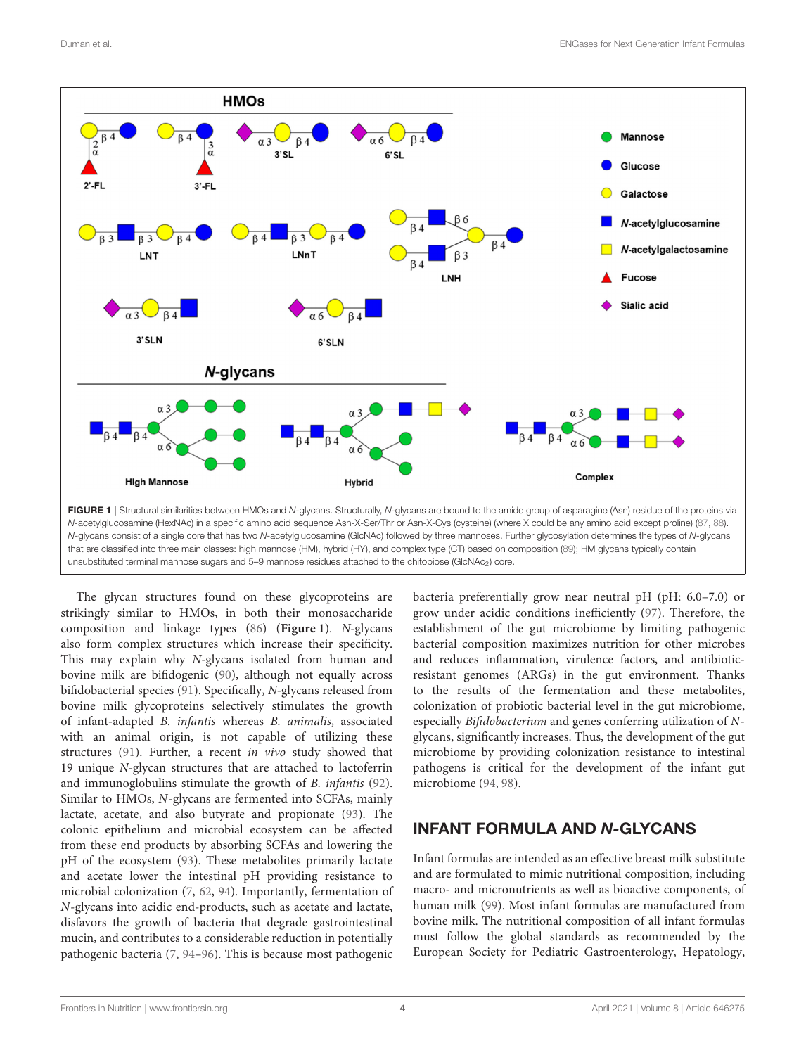**FIGURE 1** | Structural similarities between HMOs and *N*-glycans. Structurally, *N*-glycans are bound to the amide group of asparagine (Asn) residue of the proteins via *N*-acetylglucosamine (HexNAc) in a specific amino acid sequence Asn-X-Ser/Thr or Asn-X-Cys (cysteine) (where X could be any amino acid except proline) (87, 88). *N*-glycans consist of a single core that has two *N*-acetylglucosamine (GlcNAc) followed by three mannoses. Further glycosylation determines the types of *N*-glycans that are classified into three main classes: high mannose (HM), hybrid (HY), and complex type (CT) based on composition (89); HM glycans typically contain unsubstituted terminal mannose sugars and 5–9 mannose residues attached to the chitobiose ($GlcNAc_2$) core.

The glycan structures found on these glycoproteins are strikingly similar to HMOs, in both their monosaccharide composition and linkage types (86) (**Figure 1**). *N*-glycans also form complex structures which increase their specificity. This may explain why *N*-glycans isolated from human and bovine milk are bifidogenic (90), although not equally across bifidobacterial species (91). Specifically, *N*-glycans released from bovine milk glycoproteins selectively stimulates the growth of infant-adapted *B. infantis* whereas *B. animalis*, associated with an animal origin, is not capable of utilizing these structures (91). Further, a recent *in vivo* study showed that 19 unique *N*-glycan structures that are attached to lactoferrin and immunoglobulins stimulate the growth of *B. infantis* (92). Similar to HMOs, *N*-glycans are fermented into SCFAs, mainly lactate, acetate, and also butyrate and propionate (93). The colonic epithelium and microbial ecosystem can be affected from these end products by absorbing SCFAs and lowering the pH of the ecosystem (93). These metabolites primarily lactate and acetate lower the intestinal pH providing resistance to microbial colonization (7, 62, 94). Importantly, fermentation of *N*-glycans into acidic end-products, such as acetate and lactate, disfavors the growth of bacteria that degrade gastrointestinal mucin, and contributes to a considerable reduction in potentially pathogenic bacteria (7, 94–96). This is because most pathogenic bacteria preferentially grow near neutral pH (pH: 6.0–7.0) or grow under acidic conditions inefficiently (97). Therefore, the establishment of the gut microbiome by limiting pathogenic bacterial composition maximizes nutrition for other microbes and reduces inflammation, virulence factors, and antibiotic-resistant genomes (ARGs) in the gut environment. Thanks to the results of the fermentation and these metabolites, colonization of probiotic bacterial level in the gut microbiome, especially *Bifidobacterium* and genes conferring utilization of *N*-glycans, significantly increases. Thus, the development of the gut microbiome by providing colonization resistance to intestinal pathogens is critical for the development of the infant gut microbiome (94, 98).

## INFANT FORMULA AND *N*-GLYCANS

Infant formulas are intended as an effective breast milk substitute and are formulated to mimic nutritional composition, including macro- and micronutrients as well as bioactive components, of human milk (99). Most infant formulas are manufactured from bovine milk. The nutritional composition of all infant formulas must follow the global standards as recommended by the European Society for Pediatric Gastroenterology, Hepatology,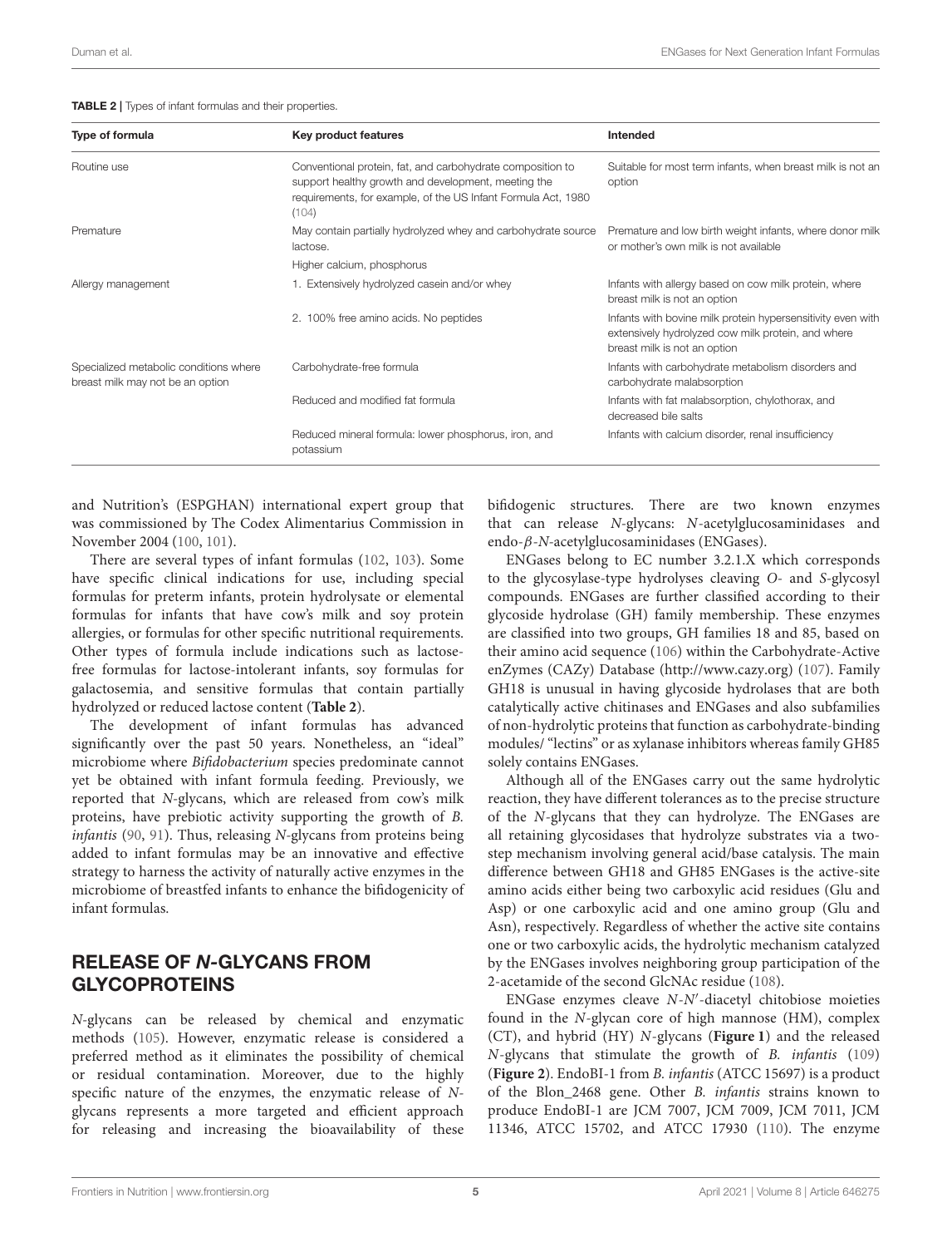**TABLE 2** | Types of infant formulas and their properties.

| Type of formula | Key product features | Intended |
|---|---|---|
| Routine use | Conventional protein, fat, and carbohydrate composition to support healthy growth and development, meeting the requirements, for example, of the US Infant Formula Act, 1980 (104) | Suitable for most term infants, when breast milk is not an option |
| Premature | May contain partially hydrolyzed whey and carbohydrate source lactose. Higher calcium, phosphorus | Premature and low birth weight infants, where donor milk or mother's own milk is not available |
| Allergy management | 1. Extensively hydrolyzed casein and/or whey | Infants with allergy based on cow milk protein, where breast milk is not an option |
| | 2. 100% free amino acids. No peptides | Infants with bovine milk protein hypersensitivity even with extensively hydrolyzed cow milk protein, and where breast milk is not an option |
| Specialized metabolic conditions where breast milk may not be an option | Carbohydrate-free formula | Infants with carbohydrate metabolism disorders and carbohydrate malabsorption |
| | Reduced and modified fat formula | Infants with fat malabsorption, chylothorax, and decreased bile salts |
| | Reduced mineral formula: lower phosphorus, iron, and potassium | Infants with calcium disorder, renal insufficiency |

and Nutrition's (ESPGHAN) international expert group that was commissioned by The Codex Alimentarius Commission in November 2004 (100, 101).

There are several types of infant formulas (102, 103). Some have specific clinical indications for use, including special formulas for preterm infants, protein hydrolysate or elemental formulas for infants that have cow's milk and soy protein allergies, or formulas for other specific nutritional requirements. Other types of formula include indications such as lactose-free formulas for lactose-intolerant infants, soy formulas for galactosemia, and sensitive formulas that contain partially hydrolyzed or reduced lactose content (**Table 2**).

The development of infant formulas has advanced significantly over the past 50 years. Nonetheless, an "ideal" microbiome where *Bifidobacterium* species predominate cannot yet be obtained with infant formula feeding. Previously, we reported that *N*-glycans, which are released from cow's milk proteins, have prebiotic activity supporting the growth of *B. infantis* (90, 91). Thus, releasing *N*-glycans from proteins being added to infant formulas may be an innovative and effective strategy to harness the activity of naturally active enzymes in the microbiome of breastfed infants to enhance the bifidogenicity of infant formulas.

## RELEASE OF *N*-GLYCANS FROM GLYCOPROTEINS

*N*-glycans can be released by chemical and enzymatic methods (105). However, enzymatic release is considered a preferred method as it eliminates the possibility of chemical or residual contamination. Moreover, due to the highly specific nature of the enzymes, the enzymatic release of *N*-glycans represents a more targeted and efficient approach for releasing and increasing the bioavailability of these bifidogenic structures. There are two known enzymes that can release *N*-glycans: *N*-acetylglucosaminidases and endo-$\beta$-*N*-acetylglucosaminidases (ENGases).

ENGases belong to EC number 3.2.1.X which corresponds to the glycosylase-type hydrolyses cleaving *O*- and *S*-glycosyl compounds. ENGases are further classified according to their glycoside hydrolase (GH) family membership. These enzymes are classified into two groups, GH families 18 and 85, based on their amino acid sequence (106) within the Carbohydrate-Active enZymes (CAZy) Database (http://www.cazy.org) (107). Family GH18 is unusual in having glycoside hydrolases that are both catalytically active chitinases and ENGases and also subfamilies of non-hydrolytic proteins that function as carbohydrate-binding modules/ "lectins" or as xylanase inhibitors whereas family GH85 solely contains ENGases.

Although all of the ENGases carry out the same hydrolytic reaction, they have different tolerances as to the precise structure of the *N*-glycans that they can hydrolyze. The ENGases are all retaining glycosidases that hydrolyze substrates via a two-step mechanism involving general acid/base catalysis. The main difference between GH18 and GH85 ENGases is the active-site amino acids either being two carboxylic acid residues (Glu and Asp) or one carboxylic acid and one amino group (Glu and Asn), respectively. Regardless of whether the active site contains one or two carboxylic acids, the hydrolytic mechanism catalyzed by the ENGases involves neighboring group participation of the 2-acetamide of the second GlcNAc residue (108).

ENGase enzymes cleave *N*-*N*′-diacetyl chitobiose moieties found in the *N*-glycan core of high mannose (HM), complex (CT), and hybrid (HY) *N*-glycans (**Figure 1**) and the released *N*-glycans that stimulate the growth of *B. infantis* (109) (**Figure 2**). EndoBI-1 from *B. infantis* (ATCC 15697) is a product of the Blon_2468 gene. Other *B. infantis* strains known to produce EndoBI-1 are JCM 7007, JCM 7009, JCM 7011, JCM 11346, ATCC 15702, and ATCC 17930 (110). The enzyme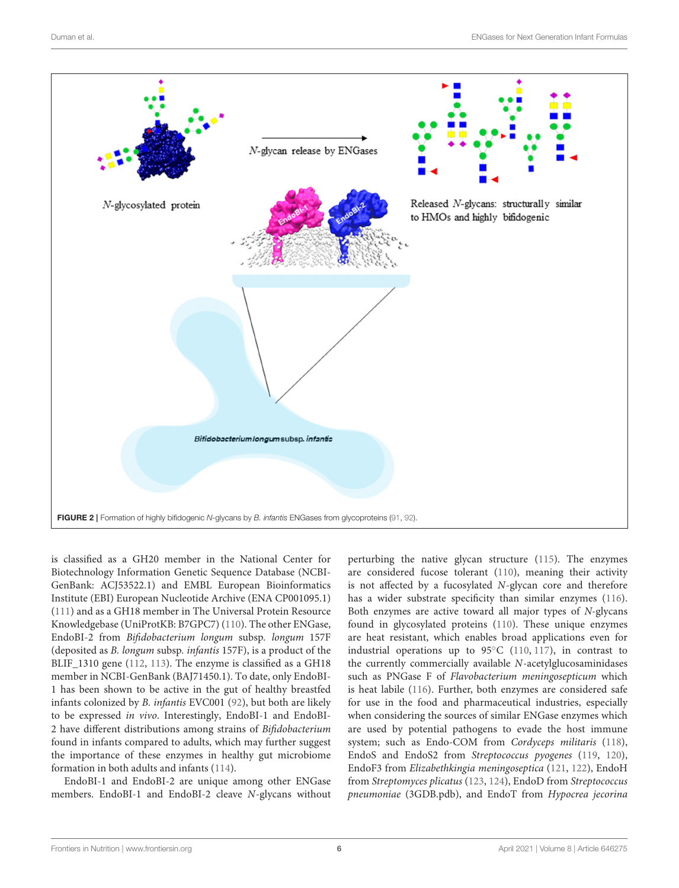FIGURE 2 | Formation of highly bifidogenic *N*-glycans by *B. infantis* ENGases from glycoproteins (91, 92).

is classified as a GH20 member in the National Center for Biotechnology Information Genetic Sequence Database (NCBI-GenBank: ACJ53522.1) and EMBL European Bioinformatics Institute (EBI) European Nucleotide Archive (ENA CP001095.1) (111) and as a GH18 member in The Universal Protein Resource Knowledgebase (UniProtKB: B7GPC7) (110). The other ENGase, EndoBI-2 from *Bifidobacterium longum* subsp. *longum* 157F (deposited as *B. longum* subsp. *infantis* 157F), is a product of the BLIF_1310 gene (112, 113). The enzyme is classified as a GH18 member in NCBI-GenBank (BAJ71450.1). To date, only EndoBI-1 has been shown to be active in the gut of healthy breastfed infants colonized by *B. infantis* EVC001 (92), but both are likely to be expressed *in vivo*. Interestingly, EndoBI-1 and EndoBI-2 have different distributions among strains of *Bifidobacterium* found in infants compared to adults, which may further suggest the importance of these enzymes in healthy gut microbiome formation in both adults and infants (114).

EndoBI-1 and EndoBI-2 are unique among other ENGase members. EndoBI-1 and EndoBI-2 cleave *N*-glycans without perturbing the native glycan structure (115). The enzymes are considered fucose tolerant (110), meaning their activity is not affected by a fucosylated *N*-glycan core and therefore has a wider substrate specificity than similar enzymes (116). Both enzymes are active toward all major types of *N*-glycans found in glycosylated proteins (110). These unique enzymes are heat resistant, which enables broad applications even for industrial operations up to 95°C (110, 117), in contrast to the currently commercially available *N*-acetylglucosaminidases such as PNGase F of *Flavobacterium meningosepticum* which is heat labile (116). Further, both enzymes are considered safe for use in the food and pharmaceutical industries, especially when considering the sources of similar ENGase enzymes which are used by potential pathogens to evade the host immune system; such as Endo-COM from *Cordyceps militaris* (118), EndoS and EndoS2 from *Streptococcus pyogenes* (119, 120), EndoF3 from *Elizabethkingia meningoseptica* (121, 122), EndoH from *Streptomyces plicatus* (123, 124), EndoD from *Streptococcus pneumoniae* (3GDB.pdb), and EndoT from *Hypocrea jecorina*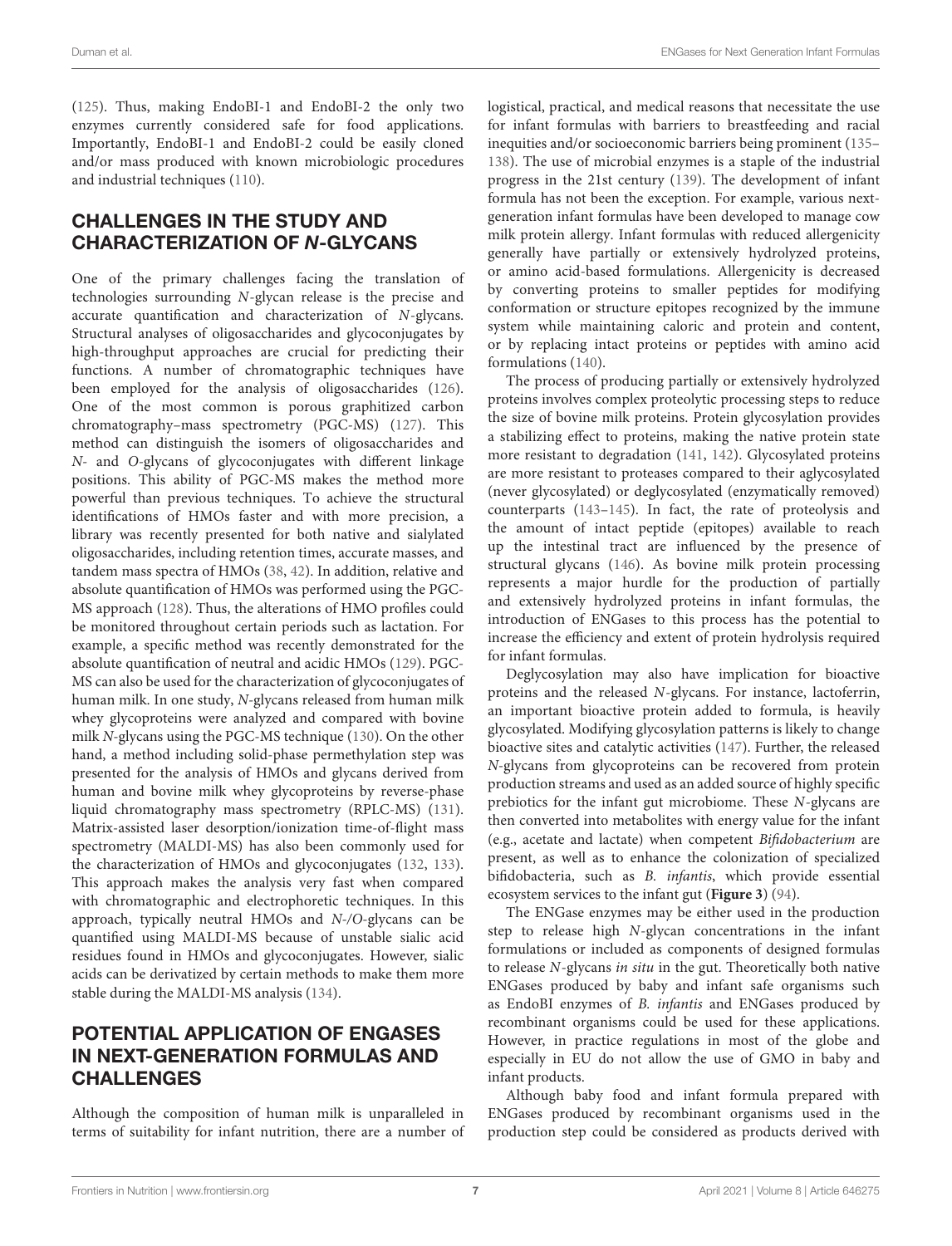(125). Thus, making EndoBI-1 and EndoBI-2 the only two enzymes currently considered safe for food applications. Importantly, EndoBI-1 and EndoBI-2 could be easily cloned and/or mass produced with known microbiologic procedures and industrial techniques (110).

## CHALLENGES IN THE STUDY AND CHARACTERIZATION OF *N*-GLYCANS

One of the primary challenges facing the translation of technologies surrounding *N*-glycan release is the precise and accurate quantification and characterization of *N*-glycans. Structural analyses of oligosaccharides and glycoconjugates by high-throughput approaches are crucial for predicting their functions. A number of chromatographic techniques have been employed for the analysis of oligosaccharides (126). One of the most common is porous graphitized carbon chromatography–mass spectrometry (PGC-MS) (127). This method can distinguish the isomers of oligosaccharides and *N*- and *O*-glycans of glycoconjugates with different linkage positions. This ability of PGC-MS makes the method more powerful than previous techniques. To achieve the structural identifications of HMOs faster and with more precision, a library was recently presented for both native and sialylated oligosaccharides, including retention times, accurate masses, and tandem mass spectra of HMOs (38, 42). In addition, relative and absolute quantification of HMOs was performed using the PGC-MS approach (128). Thus, the alterations of HMO profiles could be monitored throughout certain periods such as lactation. For example, a specific method was recently demonstrated for the absolute quantification of neutral and acidic HMOs (129). PGC-MS can also be used for the characterization of glycoconjugates of human milk. In one study, *N*-glycans released from human milk whey glycoproteins were analyzed and compared with bovine milk *N*-glycans using the PGC-MS technique (130). On the other hand, a method including solid-phase permethylation step was presented for the analysis of HMOs and glycans derived from human and bovine milk whey glycoproteins by reverse-phase liquid chromatography mass spectrometry (RPLC-MS) (131). Matrix-assisted laser desorption/ionization time-of-flight mass spectrometry (MALDI-MS) has also been commonly used for the characterization of HMOs and glycoconjugates (132, 133). This approach makes the analysis very fast when compared with chromatographic and electrophoretic techniques. In this approach, typically neutral HMOs and *N*-/*O*-glycans can be quantified using MALDI-MS because of unstable sialic acid residues found in HMOs and glycoconjugates. However, sialic acids can be derivatized by certain methods to make them more stable during the MALDI-MS analysis (134).

## POTENTIAL APPLICATION OF ENGASES IN NEXT-GENERATION FORMULAS AND CHALLENGES

Although the composition of human milk is unparalleled in terms of suitability for infant nutrition, there are a number of logistical, practical, and medical reasons that necessitate the use for infant formulas with barriers to breastfeeding and racial inequities and/or socioeconomic barriers being prominent (135–138). The use of microbial enzymes is a staple of the industrial progress in the 21st century (139). The development of infant formula has not been the exception. For example, various next-generation infant formulas have been developed to manage cow milk protein allergy. Infant formulas with reduced allergenicity generally have partially or extensively hydrolyzed proteins, or amino acid-based formulations. Allergenicity is decreased by converting proteins to smaller peptides for modifying conformation or structure epitopes recognized by the immune system while maintaining caloric and protein and content, or by replacing intact proteins or peptides with amino acid formulations (140).

The process of producing partially or extensively hydrolyzed proteins involves complex proteolytic processing steps to reduce the size of bovine milk proteins. Protein glycosylation provides a stabilizing effect to proteins, making the native protein state more resistant to degradation (141, 142). Glycosylated proteins are more resistant to proteases compared to their aglycosylated (never glycosylated) or deglycosylated (enzymatically removed) counterparts (143–145). In fact, the rate of proteolysis and the amount of intact peptide (epitopes) available to reach up the intestinal tract are influenced by the presence of structural glycans (146). As bovine milk protein processing represents a major hurdle for the production of partially and extensively hydrolyzed proteins in infant formulas, the introduction of ENGases to this process has the potential to increase the efficiency and extent of protein hydrolysis required for infant formulas.

Deglycosylation may also have implication for bioactive proteins and the released *N*-glycans. For instance, lactoferrin, an important bioactive protein added to formula, is heavily glycosylated. Modifying glycosylation patterns is likely to change bioactive sites and catalytic activities (147). Further, the released *N*-glycans from glycoproteins can be recovered from protein production streams and used as an added source of highly specific prebiotics for the infant gut microbiome. These *N*-glycans are then converted into metabolites with energy value for the infant (e.g., acetate and lactate) when competent *Bifidobacterium* are present, as well as to enhance the colonization of specialized bifidobacteria, such as *B. infantis*, which provide essential ecosystem services to the infant gut (**Figure 3**) (94).

The ENGase enzymes may be either used in the production step to release high *N*-glycan concentrations in the infant formulations or included as components of designed formulas to release *N*-glycans *in situ* in the gut. Theoretically both native ENGases produced by baby and infant safe organisms such as EndoBI enzymes of *B. infantis* and ENGases produced by recombinant organisms could be used for these applications. However, in practice regulations in most of the globe and especially in EU do not allow the use of GMO in baby and infant products.

Although baby food and infant formula prepared with ENGases produced by recombinant organisms used in the production step could be considered as products derived with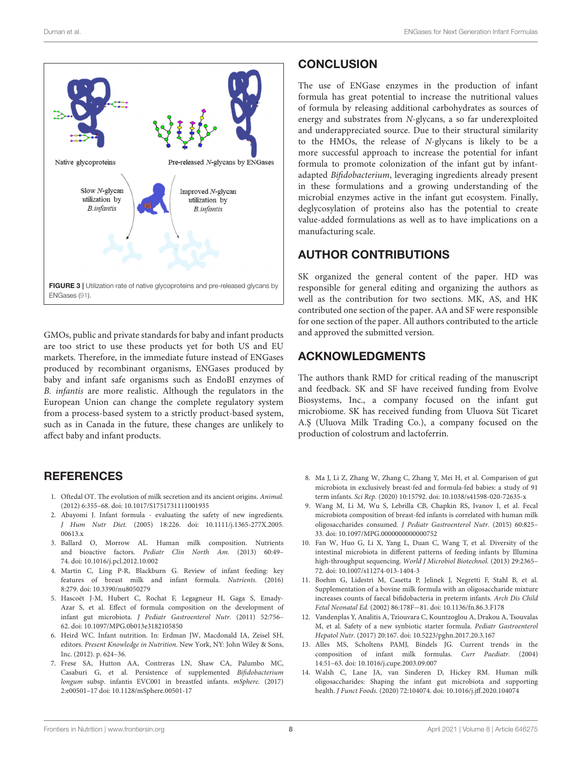FIGURE 3 | Utilization rate of native glycoproteins and pre-released glycans by ENGases (91).

GMOs, public and private standards for baby and infant products are too strict to use these products yet for both US and EU markets. Therefore, in the immediate future instead of ENGases produced by recombinant organisms, ENGases produced by baby and infant safe organisms such as EndoBI enzymes of *B. infantis* are more realistic. Although the regulators in the European Union can change the complete regulatory system from a process-based system to a strictly product-based system, such as in Canada in the future, these changes are unlikely to affect baby and infant products.

## CONCLUSION

The use of ENGase enzymes in the production of infant formula has great potential to increase the nutritional values of formula by releasing additional carbohydrates as sources of energy and substrates from *N*-glycans, a so far underexploited and underappreciated source. Due to their structural similarity to the HMOs, the release of *N*-glycans is likely to be a more successful approach to increase the potential for infant formula to promote colonization of the infant gut by infant-adapted *Bifidobacterium*, leveraging ingredients already present in these formulations and a growing understanding of the microbial enzymes active in the infant gut ecosystem. Finally, deglycosylation of proteins also has the potential to create value-added formulations as well as to have implications on a manufacturing scale.

## AUTHOR CONTRIBUTIONS

SK organized the general content of the paper. HD was responsible for general editing and organizing the authors as well as the contribution for two sections. MK, AS, and HK contributed one section of the paper. AA and SF were responsible for one section of the paper. All authors contributed to the article and approved the submitted version.

## ACKNOWLEDGMENTS

The authors thank RMD for critical reading of the manuscript and feedback. SK and SF have received funding from Evolve Biosystems, Inc., a company focused on the infant gut microbiome. SK has received funding from Uluova Süt Ticaret A.Ş (Uluova Milk Trading Co.), a company focused on the production of colostrum and lactoferrin.

## REFERENCES

1. Oftedal OT. The evolution of milk secretion and its ancient origins. *Animal.* (2012) 6:355–68. doi: 10.1017/S1751731111001935
2. Abayomi J. Infant formula - evaluating the safety of new ingredients. *J Hum Nutr Diet.* (2005) 18:226. doi: 10.1111/j.1365-277X.2005.00613.x
3. Ballard O, Morrow AL. Human milk composition. Nutrients and bioactive factors. *Pediatr Clin North Am.* (2013) 60:49–74. doi: 10.1016/j.pcl.2012.10.002
4. Martin C, Ling P-R, Blackburn G. Review of infant feeding: key features of breast milk and infant formula. *Nutrients.* (2016) 8:279. doi: 10.3390/nu8050279
5. Hascoët J-M, Hubert C, Rochat F, Legagneur H, Gaga S, Emady-Azar S, et al. Effect of formula composition on the development of infant gut microbiota. *J Pediatr Gastroenterol Nutr.* (2011) 52:756–62. doi: 10.1097/MPG.0b013e3182105850
6. Heird WC. Infant nutrition. In: Erdman JW, Macdonald IA, Zeisel SH, editors. *Present Knowledge in Nutrition.* New York, NY: John Wiley & Sons, Inc. (2012). p. 624–36.
7. Frese SA, Hutton AA, Contreras LN, Shaw CA, Palumbo MC, Casaburi G, et al. Persistence of supplemented *Bifidobacterium longum* subsp. infantis EVC001 in breastfed infants. *mSphere.* (2017) 2:e00501–17 doi: 10.1128/mSphere.00501-17
8. Ma J, Li Z, Zhang W, Zhang C, Zhang Y, Mei H, et al. Comparison of gut microbiota in exclusively breast-fed and formula-fed babies: a study of 91 term infants. *Sci Rep.* (2020) 10:15792. doi: 10.1038/s41598-020-72635-x
9. Wang M, Li M, Wu S, Lebrilla CB, Chapkin RS, Ivanov I, et al. Fecal microbiota composition of breast-fed infants is correlated with human milk oligosaccharides consumed. *J Pediatr Gastroenterol Nutr.* (2015) 60:825–33. doi: 10.1097/MPG.0000000000000752
10. Fan W, Huo G, Li X, Yang L, Duan C, Wang T, et al. Diversity of the intestinal microbiota in different patterns of feeding infants by Illumina high-throughput sequencing. *World J Microbiol Biotechnol.* (2013) 29:2365–72. doi: 10.1007/s11274-013-1404-3
11. Boehm G, Lidestri M, Casetta P, Jelinek J, Negretti F, Stahl B, et al. Supplementation of a bovine milk formula with an oligosaccharide mixture increases counts of faecal bifidobacteria in preterm infants. *Arch Dis Child Fetal Neonatal Ed.* (2002) 86:178F—81. doi: 10.1136/fn.86.3.F178
12. Vandenplas Y, Analitis A, Tziouvara C, Kountzoglou A, Drakou A, Tsouvalas M, et al. Safety of a new synbiotic starter formula. *Pediatr Gastroenterol Hepatol Nutr.* (2017) 20:167. doi: 10.5223/pghn.2017.20.3.167
13. Alles MS, Scholtens PAMJ, Bindels JG. Current trends in the composition of infant milk formulas. *Curr Paediatr.* (2004) 14:51–63. doi: 10.1016/j.cupe.2003.09.007
14. Walsh C, Lane JA, van Sinderen D, Hickey RM. Human milk oligosaccharides: Shaping the infant gut microbiota and supporting health. *J Funct Foods.* (2020) 72:104074. doi: 10.1016/j.jff.2020.104074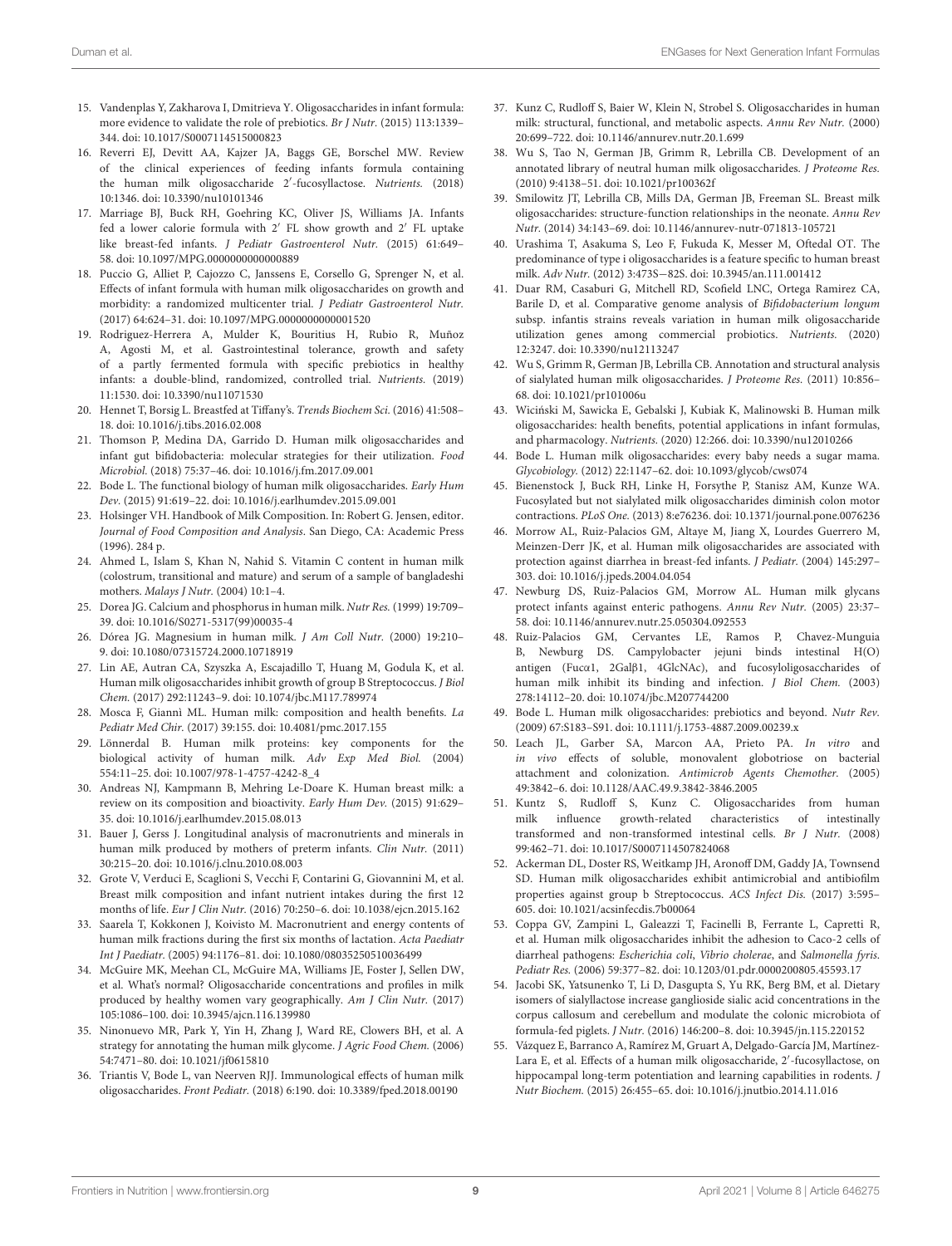15. Vandenplas Y, Zakharova I, Dmitrieva Y. Oligosaccharides in infant formula: more evidence to validate the role of prebiotics. *Br J Nutr.* (2015) 113:1339–344. doi: 10.1017/S0007114515000823

16. Reverri EJ, Devitt AA, Kajzer JA, Baggs GE, Borschel MW. Review of the clinical experiences of feeding infants formula containing the human milk oligosaccharide 2′-fucosyllactose. *Nutrients.* (2018) 10:1346. doi: 10.3390/nu10101346

17. Marriage BJ, Buck RH, Goehring KC, Oliver JS, Williams JA. Infants fed a lower calorie formula with 2′ FL show growth and 2′ FL uptake like breast-fed infants. *J Pediatr Gastroenterol Nutr.* (2015) 61:649–58. doi: 10.1097/MPG.0000000000000889

18. Puccio G, Alliet P, Cajozzo C, Janssens E, Corsello G, Sprenger N, et al. Effects of infant formula with human milk oligosaccharides on growth and morbidity: a randomized multicenter trial. *J Pediatr Gastroenterol Nutr.* (2017) 64:624–31. doi: 10.1097/MPG.0000000000001520

19. Rodriguez-Herrera A, Mulder K, Bouritius H, Rubio R, Muñoz A, Agosti M, et al. Gastrointestinal tolerance, growth and safety of a partly fermented formula with specific prebiotics in healthy infants: a double-blind, randomized, controlled trial. *Nutrients.* (2019) 11:1530. doi: 10.3390/nu11071530

20. Hennet T, Borsig L. Breastfed at Tiffany's. *Trends Biochem Sci.* (2016) 41:508–18. doi: 10.1016/j.tibs.2016.02.008

21. Thomson P, Medina DA, Garrido D. Human milk oligosaccharides and infant gut bifidobacteria: molecular strategies for their utilization. *Food Microbiol.* (2018) 75:37–46. doi: 10.1016/j.fm.2017.09.001

22. Bode L. The functional biology of human milk oligosaccharides. *Early Hum Dev.* (2015) 91:619–22. doi: 10.1016/j.earlhumdev.2015.09.001

23. Holsinger VH. Handbook of Milk Composition. In: Robert G. Jensen, editor. *Journal of Food Composition and Analysis*. San Diego, CA: Academic Press (1996). 284 p.

24. Ahmed L, Islam S, Khan N, Nahid S. Vitamin C content in human milk (colostrum, transitional and mature) and serum of a sample of bangladeshi mothers. *Malays J Nutr.* (2004) 10:1–4.

25. Dorea JG. Calcium and phosphorus in human milk. *Nutr Res.* (1999) 19:709–39. doi: 10.1016/S0271-5317(99)00035-4

26. Dórea JG. Magnesium in human milk. *J Am Coll Nutr.* (2000) 19:210–9. doi: 10.1080/07315724.2000.10718919

27. Lin AE, Autran CA, Szyszka A, Escajadillo T, Huang M, Godula K, et al. Human milk oligosaccharides inhibit growth of group B Streptococcus. *J Biol Chem.* (2017) 292:11243–9. doi: 10.1074/jbc.M117.789974

28. Mosca F, Giannì ML. Human milk: composition and health benefits. *La Pediatr Med Chir.* (2017) 39:155. doi: 10.4081/pmc.2017.155

29. Lönnerdal B. Human milk proteins: key components for the biological activity of human milk. *Adv Exp Med Biol.* (2004) 554:11–25. doi: 10.1007/978-1-4757-4242-8_4

30. Andreas NJ, Kampmann B, Mehring Le-Doare K. Human breast milk: a review on its composition and bioactivity. *Early Hum Dev.* (2015) 91:629–35. doi: 10.1016/j.earlhumdev.2015.08.013

31. Bauer J, Gerss J. Longitudinal analysis of macronutrients and minerals in human milk produced by mothers of preterm infants. *Clin Nutr.* (2011) 30:215–20. doi: 10.1016/j.clnu.2010.08.003

32. Grote V, Verduci E, Scaglioni S, Vecchi F, Contarini G, Giovannini M, et al. Breast milk composition and infant nutrient intakes during the first 12 months of life. *Eur J Clin Nutr.* (2016) 70:250–6. doi: 10.1038/ejcn.2015.162

33. Saarela T, Kokkonen J, Koivisto M. Macronutrient and energy contents of human milk fractions during the first six months of lactation. *Acta Paediatr Int J Paediatr.* (2005) 94:1176–81. doi: 10.1080/08035250510036499

34. McGuire MK, Meehan CL, McGuire MA, Williams JE, Foster J, Sellen DW, et al. What's normal? Oligosaccharide concentrations and profiles in milk produced by healthy women vary geographically. *Am J Clin Nutr.* (2017) 105:1086–100. doi: 10.3945/ajcn.116.139980

35. Ninonuevo MR, Park Y, Yin H, Zhang J, Ward RE, Clowers BH, et al. A strategy for annotating the human milk glycome. *J Agric Food Chem.* (2006) 54:7471–80. doi: 10.1021/jf0615810

36. Triantis V, Bode L, van Neerven RJJ. Immunological effects of human milk oligosaccharides. *Front Pediatr.* (2018) 6:190. doi: 10.3389/fped.2018.00190

37. Kunz C, Rudloff S, Baier W, Klein N, Strobel S. Oligosaccharides in human milk: structural, functional, and metabolic aspects. *Annu Rev Nutr.* (2000) 20:699–722. doi: 10.1146/annurev.nutr.20.1.699

38. Wu S, Tao N, German JB, Grimm R, Lebrilla CB. Development of an annotated library of neutral human milk oligosaccharides. *J Proteome Res.* (2010) 9:4138–51. doi: 10.1021/pr100362f

39. Smilowitz JT, Lebrilla CB, Mills DA, German JB, Freeman SL. Breast milk oligosaccharides: structure-function relationships in the neonate. *Annu Rev Nutr.* (2014) 34:143–69. doi: 10.1146/annurev-nutr-071813-105721

40. Urashima T, Asakuma S, Leo F, Fukuda K, Messer M, Oftedal OT. The predominance of type i oligosaccharides is a feature specific to human breast milk. *Adv Nutr.* (2012) 3:473S−82S. doi: 10.3945/an.111.001412

41. Duar RM, Casaburi G, Mitchell RD, Scofield LNC, Ortega Ramirez CA, Barile D, et al. Comparative genome analysis of *Bifidobacterium longum* subsp. infantis strains reveals variation in human milk oligosaccharide utilization genes among commercial probiotics. *Nutrients.* (2020) 12:3247. doi: 10.3390/nu12113247

42. Wu S, Grimm R, German JB, Lebrilla CB. Annotation and structural analysis of sialylated human milk oligosaccharides. *J Proteome Res.* (2011) 10:856–68. doi: 10.1021/pr101006u

43. Wiciński M, Sawicka E, Gebalski J, Kubiak K, Malinowski B. Human milk oligosaccharides: health benefits, potential applications in infant formulas, and pharmacology. *Nutrients.* (2020) 12:266. doi: 10.3390/nu12010266

44. Bode L. Human milk oligosaccharides: every baby needs a sugar mama. *Glycobiology.* (2012) 22:1147–62. doi: 10.1093/glycob/cws074

45. Bienenstock J, Buck RH, Linke H, Forsythe P, Stanisz AM, Kunze WA. Fucosylated but not sialylated milk oligosaccharides diminish colon motor contractions. *PLoS One.* (2013) 8:e76236. doi: 10.1371/journal.pone.0076236

46. Morrow AL, Ruiz-Palacios GM, Altaye M, Jiang X, Lourdes Guerrero M, Meinzen-Derr JK, et al. Human milk oligosaccharides are associated with protection against diarrhea in breast-fed infants. *J Pediatr.* (2004) 145:297–303. doi: 10.1016/j.jpeds.2004.04.054

47. Newburg DS, Ruiz-Palacios GM, Morrow AL. Human milk glycans protect infants against enteric pathogens. *Annu Rev Nutr.* (2005) 23:37–58. doi: 10.1146/annurev.nutr.25.050304.092553

48. Ruiz-Palacios GM, Cervantes LE, Ramos P, Chavez-Munguia B, Newburg DS. Campylobacter jejuni binds intestinal H(O) antigen (Fucα1, 2Galβ1, 4GlcNAc), and fucosyloligosaccharides of human milk inhibit its binding and infection. *J Biol Chem.* (2003) 278:14112–20. doi: 10.1074/jbc.M207744200

49. Bode L. Human milk oligosaccharides: prebiotics and beyond. *Nutr Rev.* (2009) 67:S183–S91. doi: 10.1111/j.1753-4887.2009.00239.x

50. Leach JL, Garber SA, Marcon AA, Prieto PA. *In vitro* and *in vivo* effects of soluble, monovalent globotriose on bacterial attachment and colonization. *Antimicrob Agents Chemother.* (2005) 49:3842–6. doi: 10.1128/AAC.49.9.3842-3846.2005

51. Kuntz S, Rudloff S, Kunz C. Oligosaccharides from human milk influence growth-related characteristics of intestinally transformed and non-transformed intestinal cells. *Br J Nutr.* (2008) 99:462–71. doi: 10.1017/S0007114507824068

52. Ackerman DL, Doster RS, Weitkamp JH, Aronoff DM, Gaddy JA, Townsend SD. Human milk oligosaccharides exhibit antimicrobial and antibiofilm properties against group b Streptococcus. *ACS Infect Dis.* (2017) 3:595–605. doi: 10.1021/acsinfecdis.7b00064

53. Coppa GV, Zampini L, Galeazzi T, Facinelli B, Ferrante L, Capretti R, et al. Human milk oligosaccharides inhibit the adhesion to Caco-2 cells of diarrheal pathogens: *Escherichia coli*, *Vibrio cholerae*, and *Salmonella fyris*. *Pediatr Res.* (2006) 59:377–82. doi: 10.1203/01.pdr.0000200805.45593.17

54. Jacobi SK, Yatsunenko T, Li D, Dasgupta S, Yu RK, Berg BM, et al. Dietary isomers of sialyllactose increase ganglioside sialic acid concentrations in the corpus callosum and cerebellum and modulate the colonic microbiota of formula-fed piglets. *J Nutr.* (2016) 146:200–8. doi: 10.3945/jn.115.220152

55. Vázquez E, Barranco A, Ramírez M, Gruart A, Delgado-García JM, Martínez-Lara E, et al. Effects of a human milk oligosaccharide, 2′-fucosyllactose, on hippocampal long-term potentiation and learning capabilities in rodents. *J Nutr Biochem.* (2015) 26:455–65. doi: 10.1016/j.jnutbio.2014.11.016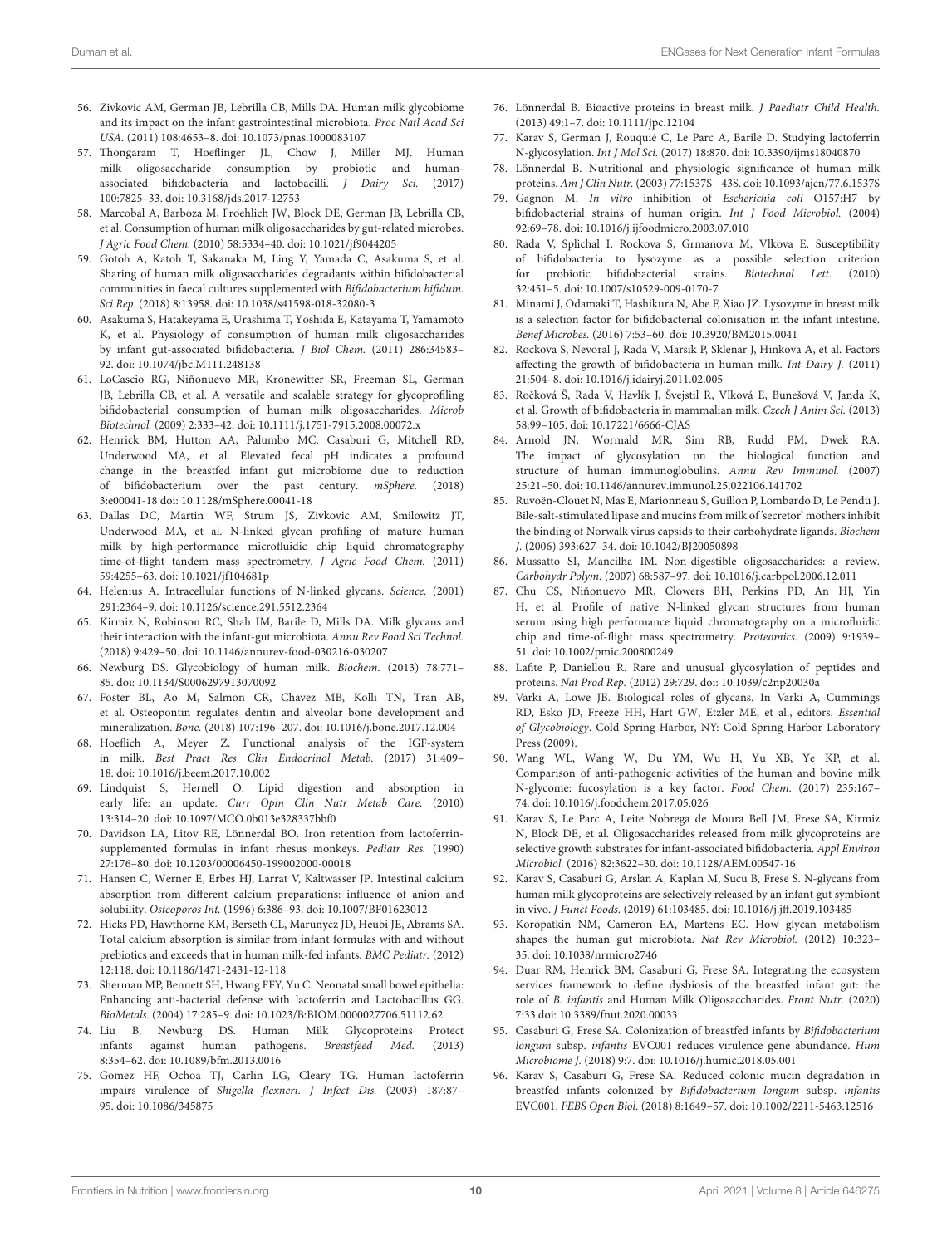56. Zivkovic AM, German JB, Lebrilla CB, Mills DA. Human milk glycobiome and its impact on the infant gastrointestinal microbiota. *Proc Natl Acad Sci USA*. (2011) 108:4653–8. doi: 10.1073/pnas.1000083107
57. Thongaram T, Hoeflinger JL, Chow J, Miller MJ. Human milk oligosaccharide consumption by probiotic and human-associated bifidobacteria and lactobacilli. *J Dairy Sci.* (2017) 100:7825–33. doi: 10.3168/jds.2017-12753
58. Marcobal A, Barboza M, Froehlich JW, Block DE, German JB, Lebrilla CB, et al. Consumption of human milk oligosaccharides by gut-related microbes. *J Agric Food Chem.* (2010) 58:5334–40. doi: 10.1021/jf9044205
59. Gotoh A, Katoh T, Sakanaka M, Ling Y, Yamada C, Asakuma S, et al. Sharing of human milk oligosaccharides degradants within bifidobacterial communities in faecal cultures supplemented with *Bifidobacterium bifidum*. *Sci Rep.* (2018) 8:13958. doi: 10.1038/s41598-018-32080-3
60. Asakuma S, Hatakeyama E, Urashima T, Yoshida E, Katayama T, Yamamoto K, et al. Physiology of consumption of human milk oligosaccharides by infant gut-associated bifidobacteria. *J Biol Chem.* (2011) 286:34583–92. doi: 10.1074/jbc.M111.248138
61. LoCascio RG, Niñonuevo MR, Kronewitter SR, Freeman SL, German JB, Lebrilla CB, et al. A versatile and scalable strategy for glycoprofiling bifidobacterial consumption of human milk oligosaccharides. *Microb Biotechnol.* (2009) 2:333–42. doi: 10.1111/j.1751-7915.2008.00072.x
62. Henrick BM, Hutton AA, Palumbo MC, Casaburi G, Mitchell RD, Underwood MA, et al. Elevated fecal pH indicates a profound change in the breastfed infant gut microbiome due to reduction of bifidobacterium over the past century. *mSphere.* (2018) 3:e00041-18 doi: 10.1128/mSphere.00041-18
63. Dallas DC, Martin WF, Strum JS, Zivkovic AM, Smilowitz JT, Underwood MA, et al. N-linked glycan profiling of mature human milk by high-performance microfluidic chip liquid chromatography time-of-flight tandem mass spectrometry. *J Agric Food Chem.* (2011) 59:4255–63. doi: 10.1021/jf104681p
64. Helenius A. Intracellular functions of N-linked glycans. *Science.* (2001) 291:2364–9. doi: 10.1126/science.291.5512.2364
65. Kirmiz N, Robinson RC, Shah IM, Barile D, Mills DA. Milk glycans and their interaction with the infant-gut microbiota. *Annu Rev Food Sci Technol.* (2018) 9:429–50. doi: 10.1146/annurev-food-030216-030207
66. Newburg DS. Glycobiology of human milk. *Biochem.* (2013) 78:771–85. doi: 10.1134/S0006297913070092
67. Foster BL, Ao M, Salmon CR, Chavez MB, Kolli TN, Tran AB, et al. Osteopontin regulates dentin and alveolar bone development and mineralization. *Bone.* (2018) 107:196–207. doi: 10.1016/j.bone.2017.12.004
68. Hoeflich A, Meyer Z. Functional analysis of the IGF-system in milk. *Best Pract Res Clin Endocrinol Metab.* (2017) 31:409–18. doi: 10.1016/j.beem.2017.10.002
69. Lindquist S, Hernell O. Lipid digestion and absorption in early life: an update. *Curr Opin Clin Nutr Metab Care.* (2010) 13:314–20. doi: 10.1097/MCO.0b013e328337bbf0
70. Davidson LA, Litov RE, Lönnerdal BO. Iron retention from lactoferrin-supplemented formulas in infant rhesus monkeys. *Pediatr Res.* (1990) 27:176–80. doi: 10.1203/00006450-199002000-00018
71. Hansen C, Werner E, Erbes HJ, Larrat V, Kaltwasser JP. Intestinal calcium absorption from different calcium preparations: influence of anion and solubility. *Osteoporos Int.* (1996) 6:386–93. doi: 10.1007/BF01623012
72. Hicks PD, Hawthorne KM, Berseth CL, Marunycz JD, Heubi JE, Abrams SA. Total calcium absorption is similar from infant formulas with and without prebiotics and exceeds that in human milk-fed infants. *BMC Pediatr.* (2012) 12:118. doi: 10.1186/1471-2431-12-118
73. Sherman MP, Bennett SH, Hwang FFY, Yu C. Neonatal small bowel epithelia: Enhancing anti-bacterial defense with lactoferrin and Lactobacillus GG. *BioMetals.* (2004) 17:285–9. doi: 10.1023/B:BIOM.0000027706.51112.62
74. Liu B, Newburg DS. Human Milk Glycoproteins Protect infants against human pathogens. *Breastfeed Med.* (2013) 8:354–62. doi: 10.1089/bfm.2013.0016
75. Gomez HF, Ochoa TJ, Carlin LG, Cleary TG. Human lactoferrin impairs virulence of *Shigella flexneri*. *J Infect Dis.* (2003) 187:87–95. doi: 10.1086/345875
76. Lönnerdal B. Bioactive proteins in breast milk. *J Paediatr Child Health.* (2013) 49:1–7. doi: 10.1111/jpc.12104
77. Karav S, German J, Rouquié C, Le Parc A, Barile D. Studying lactoferrin N-glycosylation. *Int J Mol Sci.* (2017) 18:870. doi: 10.3390/ijms18040870
78. Lönnerdal B. Nutritional and physiologic significance of human milk proteins. *Am J Clin Nutr.* (2003) 77:1537S—43S. doi: 10.1093/ajcn/77.6.1537S
79. Gagnon M. *In vitro* inhibition of *Escherichia coli* O157:H7 by bifidobacterial strains of human origin. *Int J Food Microbiol.* (2004) 92:69–78. doi: 10.1016/j.ijfoodmicro.2003.07.010
80. Rada V, Splichal I, Rockova S, Grmanova M, Vlkova E. Susceptibility of bifidobacteria to lysozyme as a possible selection criterion for probiotic bifidobacterial strains. *Biotechnol Lett.* (2010) 32:451–5. doi: 10.1007/s10529-009-0170-7
81. Minami J, Odamaki T, Hashikura N, Abe F, Xiao JZ. Lysozyme in breast milk is a selection factor for bifidobacterial colonisation in the infant intestine. *Benef Microbes.* (2016) 7:53–60. doi: 10.3920/BM2015.0041
82. Rockova S, Nevoral J, Rada V, Marsik P, Sklenar J, Hinkova A, et al. Factors affecting the growth of bifidobacteria in human milk. *Int Dairy J.* (2011) 21:504–8. doi: 10.1016/j.idairyj.2011.02.005
83. Ročková Š, Rada V, Havlík J, Švejstil R, Vlková E, Bunešová V, Janda K, et al. Growth of bifidobacteria in mammalian milk. *Czech J Anim Sci.* (2013) 58:99–105. doi: 10.17221/6666-CJAS
84. Arnold JN, Wormald MR, Sim RB, Rudd PM, Dwek RA. The impact of glycosylation on the biological function and structure of human immunoglobulins. *Annu Rev Immunol.* (2007) 25:21–50. doi: 10.1146/annurev.immunol.25.022106.141702
85. Ruvoën-Clouet N, Mas E, Marionneau S, Guillon P, Lombardo D, Le Pendu J. Bile-salt-stimulated lipase and mucins from milk of 'secretor' mothers inhibit the binding of Norwalk virus capsids to their carbohydrate ligands. *Biochem J.* (2006) 393:627–34. doi: 10.1042/BJ20050898
86. Mussatto SI, Mancilha IM. Non-digestible oligosaccharides: a review. *Carbohydr Polym.* (2007) 68:587–97. doi: 10.1016/j.carbpol.2006.12.011
87. Chu CS, Niñonuevo MR, Clowers BH, Perkins PD, An HJ, Yin H, et al. Profile of native N-linked glycan structures from human serum using high performance liquid chromatography on a microfluidic chip and time-of-flight mass spectrometry. *Proteomics.* (2009) 9:1939–51. doi: 10.1002/pmic.200800249
88. Lafite P, Daniellou R. Rare and unusual glycosylation of peptides and proteins. *Nat Prod Rep.* (2012) 29:729. doi: 10.1039/c2np20030a
89. Varki A, Lowe JB. Biological roles of glycans. In Varki A, Cummings RD, Esko JD, Freeze HH, Hart GW, Etzler ME, et al., editors. *Essential of Glycobiology*. Cold Spring Harbor, NY: Cold Spring Harbor Laboratory Press (2009).
90. Wang WL, Wang W, Du YM, Wu H, Yu XB, Ye KP, et al. Comparison of anti-pathogenic activities of the human and bovine milk N-glycome: fucosylation is a key factor. *Food Chem.* (2017) 235:167–74. doi: 10.1016/j.foodchem.2017.05.026
91. Karav S, Le Parc A, Leite Nobrega de Moura Bell JM, Frese SA, Kirmiz N, Block DE, et al. Oligosaccharides released from milk glycoproteins are selective growth substrates for infant-associated bifidobacteria. *Appl Environ Microbiol.* (2016) 82:3622–30. doi: 10.1128/AEM.00547-16
92. Karav S, Casaburi G, Arslan A, Kaplan M, Sucu B, Frese S. N-glycans from human milk glycoproteins are selectively released by an infant gut symbiont in vivo. *J Funct Foods.* (2019) 61:103485. doi: 10.1016/j.jff.2019.103485
93. Koropatkin NM, Cameron EA, Martens EC. How glycan metabolism shapes the human gut microbiota. *Nat Rev Microbiol.* (2012) 10:323–35. doi: 10.1038/nrmicro2746
94. Duar RM, Henrick BM, Casaburi G, Frese SA. Integrating the ecosystem services framework to define dysbiosis of the breastfed infant gut: the role of *B. infantis* and Human Milk Oligosaccharides. *Front Nutr.* (2020) 7:33 doi: 10.3389/fnut.2020.00033
95. Casaburi G, Frese SA. Colonization of breastfed infants by *Bifidobacterium longum* subsp. *infantis* EVC001 reduces virulence gene abundance. *Hum Microbiome J.* (2018) 9:7. doi: 10.1016/j.humic.2018.05.001
96. Karav S, Casaburi G, Frese SA. Reduced colonic mucin degradation in breastfed infants colonized by *Bifidobacterium longum* subsp. *infantis* EVC001. *FEBS Open Biol.* (2018) 8:1649–57. doi: 10.1002/2211-5463.12516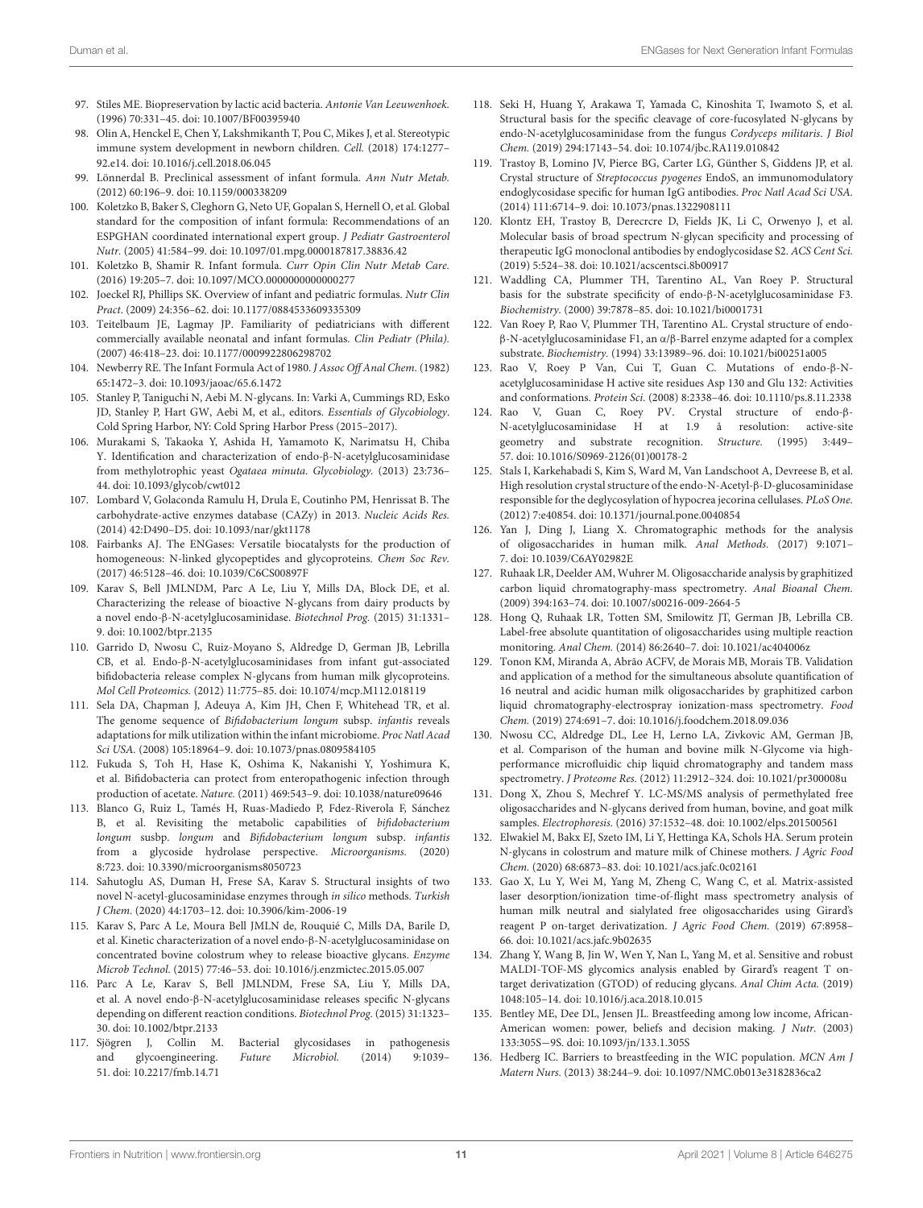97. Stiles ME. Biopreservation by lactic acid bacteria. *Antonie Van Leeuwenhoek.* (1996) 70:331–45. doi: 10.1007/BF00395940
98. Olin A, Henckel E, Chen Y, Lakshmikanth T, Pou C, Mikes J, et al. Stereotypic immune system development in newborn children. *Cell.* (2018) 174:1277–92.e14. doi: 10.1016/j.cell.2018.06.045
99. Lönnerdal B. Preclinical assessment of infant formula. *Ann Nutr Metab.* (2012) 60:196–9. doi: 10.1159/000338209
100. Koletzko B, Baker S, Cleghorn G, Neto UF, Gopalan S, Hernell O, et al. Global standard for the composition of infant formula: Recommendations of an ESPGHAN coordinated international expert group. *J Pediatr Gastroenterol Nutr.* (2005) 41:584–99. doi: 10.1097/01.mpg.0000187817.38836.42
101. Koletzko B, Shamir R. Infant formula. *Curr Opin Clin Nutr Metab Care.* (2016) 19:205–7. doi: 10.1097/MCO.0000000000000277
102. Joeckel RJ, Phillips SK. Overview of infant and pediatric formulas. *Nutr Clin Pract.* (2009) 24:356–62. doi: 10.1177/0884533609335309
103. Teitelbaum JE, Lagmay JP. Familiarity of pediatricians with different commercially available neonatal and infant formulas. *Clin Pediatr (Phila).* (2007) 46:418–23. doi: 10.1177/0009922806298702
104. Newberry RE. The Infant Formula Act of 1980. *J Assoc Off Anal Chem.* (1982) 65:1472–3. doi: 10.1093/jaoac/65.6.1472
105. Stanley P, Taniguchi N, Aebi M. N-glycans. In: Varki A, Cummings RD, Esko JD, Stanley P, Hart GW, Aebi M, et al., editors. *Essentials of Glycobiology*. Cold Spring Harbor, NY: Cold Spring Harbor Press (2015–2017).
106. Murakami S, Takaoka Y, Ashida H, Yamamoto K, Narimatsu H, Chiba Y. Identification and characterization of endo-β-N-acetylglucosaminidase from methylotrophic yeast *Ogataea minuta*. *Glycobiology.* (2013) 23:736–44. doi: 10.1093/glycob/cwt012
107. Lombard V, Golaconda Ramulu H, Drula E, Coutinho PM, Henrissat B. The carbohydrate-active enzymes database (CAZy) in 2013. *Nucleic Acids Res.* (2014) 42:D490–D5. doi: 10.1093/nar/gkt1178
108. Fairbanks AJ. The ENGases: Versatile biocatalysts for the production of homogeneous: N-linked glycopeptides and glycoproteins. *Chem Soc Rev.* (2017) 46:5128–46. doi: 10.1039/C6CS00897F
109. Karav S, Bell JMLNDM, Parc A Le, Liu Y, Mills DA, Block DE, et al. Characterizing the release of bioactive N-glycans from dairy products by a novel endo-β-N-acetylglucosaminidase. *Biotechnol Prog.* (2015) 31:1331–9. doi: 10.1002/btpr.2135
110. Garrido D, Nwosu C, Ruiz-Moyano S, Aldredge D, German JB, Lebrilla CB, et al. Endo-β-N-acetylglucosaminidases from infant gut-associated bifidobacteria release complex N-glycans from human milk glycoproteins. *Mol Cell Proteomics.* (2012) 11:775–85. doi: 10.1074/mcp.M112.018119
111. Sela DA, Chapman J, Adeuya A, Kim JH, Chen F, Whitehead TR, et al. The genome sequence of *Bifidobacterium longum* subsp. *infantis* reveals adaptations for milk utilization within the infant microbiome. *Proc Natl Acad Sci USA.* (2008) 105:18964–9. doi: 10.1073/pnas.0809584105
112. Fukuda S, Toh H, Hase K, Oshima K, Nakanishi Y, Yoshimura K, et al. Bifidobacteria can protect from enteropathogenic infection through production of acetate. *Nature.* (2011) 469:543–9. doi: 10.1038/nature09646
113. Blanco G, Ruiz L, Tamés H, Ruas-Madiedo P, Fdez-Riverola F, Sánchez B, et al. Revisiting the metabolic capabilities of *bifidobacterium longum* susbp. *longum* and *Bifidobacterium longum* subsp. *infantis* from a glycoside hydrolase perspective. *Microorganisms.* (2020) 8:723. doi: 10.3390/microorganisms8050723
114. Sahutoglu AS, Duman H, Frese SA, Karav S. Structural insights of two novel N-acetyl-glucosaminidase enzymes through *in silico* methods. *Turkish J Chem.* (2020) 44:1703–12. doi: 10.3906/kim-2006-19
115. Karav S, Parc A Le, Moura Bell JMLN de, Rouquié C, Mills DA, Barile D, et al. Kinetic characterization of a novel endo-β-N-acetylglucosaminidase on concentrated bovine colostrum whey to release bioactive glycans. *Enzyme Microb Technol.* (2015) 77:46–53. doi: 10.1016/j.enzmictec.2015.05.007
116. Parc A Le, Karav S, Bell JMLNDM, Frese SA, Liu Y, Mills DA, et al. A novel endo-β-N-acetylglucosaminidase releases specific N-glycans depending on different reaction conditions. *Biotechnol Prog.* (2015) 31:1323–30. doi: 10.1002/btpr.2133
117. Sjögren J, Collin M. Bacterial glycosidases in pathogenesis and glycoengineering. *Future Microbiol.* (2014) 9:1039–51. doi: 10.2217/fmb.14.71
118. Seki H, Huang Y, Arakawa T, Yamada C, Kinoshita T, Iwamoto S, et al. Structural basis for the specific cleavage of core-fucosylated N-glycans by endo-N-acetylglucosaminidase from the fungus *Cordyceps militaris*. *J Biol Chem.* (2019) 294:17143–54. doi: 10.1074/jbc.RA119.010842
119. Trastoy B, Lomino JV, Pierce BG, Carter LG, Günther S, Giddens JP, et al. Crystal structure of *Streptococcus pyogenes* EndoS, an immunomodulatory endoglycosidase specific for human IgG antibodies. *Proc Natl Acad Sci USA.* (2014) 111:6714–9. doi: 10.1073/pnas.1322908111
120. Klontz EH, Trastoy B, Derecrcre D, Fields JK, Li C, Orwenyo J, et al. Molecular basis of broad spectrum N-glycan specificity and processing of therapeutic IgG monoclonal antibodies by endoglycosidase S2. *ACS Cent Sci.* (2019) 5:524–38. doi: 10.1021/acscentsci.8b00917
121. Waddling CA, Plummer TH, Tarentino AL, Van Roey P. Structural basis for the substrate specificity of endo-β-N-acetylglucosaminidase F3. *Biochemistry.* (2000) 39:7878–85. doi: 10.1021/bi0001731
122. Van Roey P, Rao V, Plummer TH, Tarentino AL. Crystal structure of endo-β-N-acetylglucosaminidase F1, an α/β-Barrel enzyme adapted for a complex substrate. *Biochemistry.* (1994) 33:13989–96. doi: 10.1021/bi00251a005
123. Rao V, Roey P Van, Cui T, Guan C. Mutations of endo-β-N-acetylglucosaminidase H active site residues Asp 130 and Glu 132: Activities and conformations. *Protein Sci.* (2008) 8:2338–46. doi: 10.1110/ps.8.11.2338
124. Rao V, Guan C, Roey PV. Crystal structure of endo-β-N-acetylglucosaminidase H at 1.9 å resolution: active-site geometry and substrate recognition. *Structure.* (1995) 3:449–57. doi: 10.1016/S0969-2126(01)00178-2
125. Stals I, Karkehabadi S, Kim S, Ward M, Van Landschoot A, Devreese B, et al. High resolution crystal structure of the endo-N-Acetyl-β-D-glucosaminidase responsible for the deglycosylation of hypocrea jecorina cellulases. *PLoS One.* (2012) 7:e40854. doi: 10.1371/journal.pone.0040854
126. Yan J, Ding J, Liang X. Chromatographic methods for the analysis of oligosaccharides in human milk. *Anal Methods.* (2017) 9:1071–7. doi: 10.1039/C6AY02982E
127. Ruhaak LR, Deelder AM, Wuhrer M. Oligosaccharide analysis by graphitized carbon liquid chromatography-mass spectrometry. *Anal Bioanal Chem.* (2009) 394:163–74. doi: 10.1007/s00216-009-2664-5
128. Hong Q, Ruhaak LR, Totten SM, Smilowitz JT, German JB, Lebrilla CB. Label-free absolute quantitation of oligosaccharides using multiple reaction monitoring. *Anal Chem.* (2014) 86:2640–7. doi: 10.1021/ac404006z
129. Tonon KM, Miranda A, Abrão ACFV, de Morais MB, Morais TB. Validation and application of a method for the simultaneous absolute quantification of 16 neutral and acidic human milk oligosaccharides by graphitized carbon liquid chromatography-electrospray ionization-mass spectrometry. *Food Chem.* (2019) 274:691–7. doi: 10.1016/j.foodchem.2018.09.036
130. Nwosu CC, Aldredge DL, Lee H, Lerno LA, Zivkovic AM, German JB, et al. Comparison of the human and bovine milk N-Glycome via high-performance microfluidic chip liquid chromatography and tandem mass spectrometry. *J Proteome Res.* (2012) 11:2912–324. doi: 10.1021/pr300008u
131. Dong X, Zhou S, Mechref Y. LC-MS/MS analysis of permethylated free oligosaccharides and N-glycans derived from human, bovine, and goat milk samples. *Electrophoresis.* (2016) 37:1532–48. doi: 10.1002/elps.201500561
132. Elwakiel M, Bakx EJ, Szeto IM, Li Y, Hettinga KA, Schols HA. Serum protein N-glycans in colostrum and mature milk of Chinese mothers. *J Agric Food Chem.* (2020) 68:6873–83. doi: 10.1021/acs.jafc.0c02161
133. Gao X, Lu Y, Wei M, Yang M, Zheng C, Wang C, et al. Matrix-assisted laser desorption/ionization time-of-flight mass spectrometry analysis of human milk neutral and sialylated free oligosaccharides using Girard's reagent P on-target derivatization. *J Agric Food Chem.* (2019) 67:8958–66. doi: 10.1021/acs.jafc.9b02635
134. Zhang Y, Wang B, Jin W, Wen Y, Nan L, Yang M, et al. Sensitive and robust MALDI-TOF-MS glycomics analysis enabled by Girard's reagent T on-target derivatization (GTOD) of reducing glycans. *Anal Chim Acta.* (2019) 1048:105–14. doi: 10.1016/j.aca.2018.10.015
135. Bentley ME, Dee DL, Jensen JL. Breastfeeding among low income, African-American women: power, beliefs and decision making. *J Nutr.* (2003) 133:305S—9S. doi: 10.1093/jn/133.1.305S
136. Hedberg IC. Barriers to breastfeeding in the WIC population. *MCN Am J Matern Nurs.* (2013) 38:244–9. doi: 10.1097/NMC.0b013e3182836ca2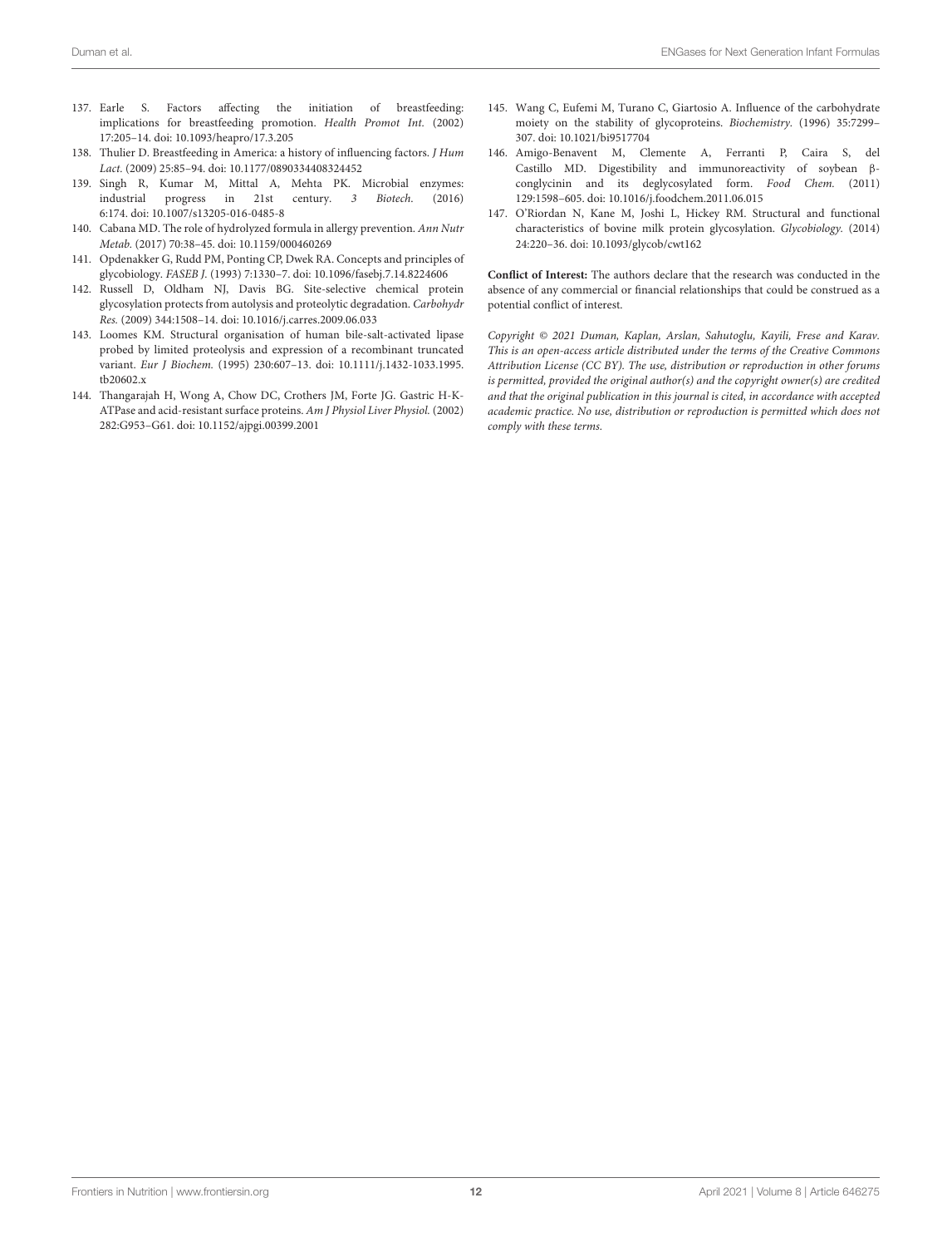137. Earle S. Factors affecting the initiation of breastfeeding: implications for breastfeeding promotion. *Health Promot Int.* (2002) 17:205–14. doi: 10.1093/heapro/17.3.205
138. Thulier D. Breastfeeding in America: a history of influencing factors. *J Hum Lact.* (2009) 25:85–94. doi: 10.1177/0890334408324452
139. Singh R, Kumar M, Mittal A, Mehta PK. Microbial enzymes: industrial progress in 21st century. *3 Biotech.* (2016) 6:174. doi: 10.1007/s13205-016-0485-8
140. Cabana MD. The role of hydrolyzed formula in allergy prevention. *Ann Nutr Metab.* (2017) 70:38–45. doi: 10.1159/000460269
141. Opdenakker G, Rudd PM, Ponting CP, Dwek RA. Concepts and principles of glycobiology. *FASEB J.* (1993) 7:1330–7. doi: 10.1096/fasebj.7.14.8224606
142. Russell D, Oldham NJ, Davis BG. Site-selective chemical protein glycosylation protects from autolysis and proteolytic degradation. *Carbohydr Res.* (2009) 344:1508–14. doi: 10.1016/j.carres.2009.06.033
143. Loomes KM. Structural organisation of human bile-salt-activated lipase probed by limited proteolysis and expression of a recombinant truncated variant. *Eur J Biochem.* (1995) 230:607–13. doi: 10.1111/j.1432-1033.1995.tb20602.x
144. Thangarajah H, Wong A, Chow DC, Crothers JM, Forte JG. Gastric H-K-ATPase and acid-resistant surface proteins. *Am J Physiol Liver Physiol.* (2002) 282:G953–G61. doi: 10.1152/ajpgi.00399.2001
145. Wang C, Eufemi M, Turano C, Giartosio A. Influence of the carbohydrate moiety on the stability of glycoproteins. *Biochemistry.* (1996) 35:7299–307. doi: 10.1021/bi9517704
146. Amigo-Benavent M, Clemente A, Ferranti P, Caira S, del Castillo MD. Digestibility and immunoreactivity of soybean β-conglycinin and its deglycosylated form. *Food Chem.* (2011) 129:1598–605. doi: 10.1016/j.foodchem.2011.06.015
147. O'Riordan N, Kane M, Joshi L, Hickey RM. Structural and functional characteristics of bovine milk protein glycosylation. *Glycobiology.* (2014) 24:220–36. doi: 10.1093/glycob/cwt162

**Conflict of Interest:** The authors declare that the research was conducted in the absence of any commercial or financial relationships that could be construed as a potential conflict of interest.

*Copyright © 2021 Duman, Kaplan, Arslan, Sahutoglu, Kayili, Frese and Karav. This is an open-access article distributed under the terms of the Creative Commons Attribution License (CC BY). The use, distribution or reproduction in other forums is permitted, provided the original author(s) and the copyright owner(s) are credited and that the original publication in this journal is cited, in accordance with accepted academic practice. No use, distribution or reproduction is permitted which does not comply with these terms.*